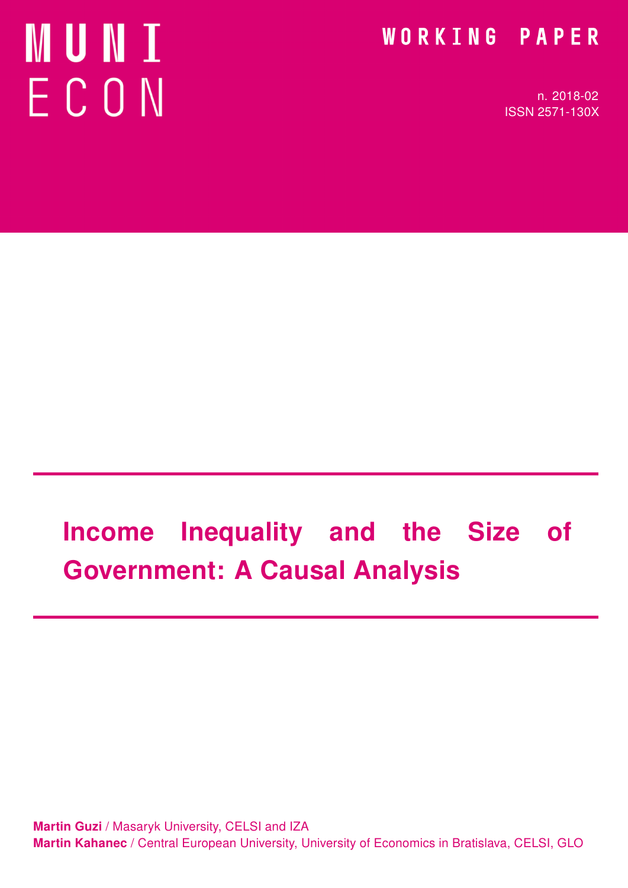MUNI ECON

WORKING PAPER

n. 2018-02
ISSN 2571-130X

# Income Inequality and the Size of Government: A Causal Analysis

**Martin Guzi** / Masaryk University, CELSI and IZA
**Martin Kahanec** / Central European University, University of Economics in Bratislava, CELSI, GLO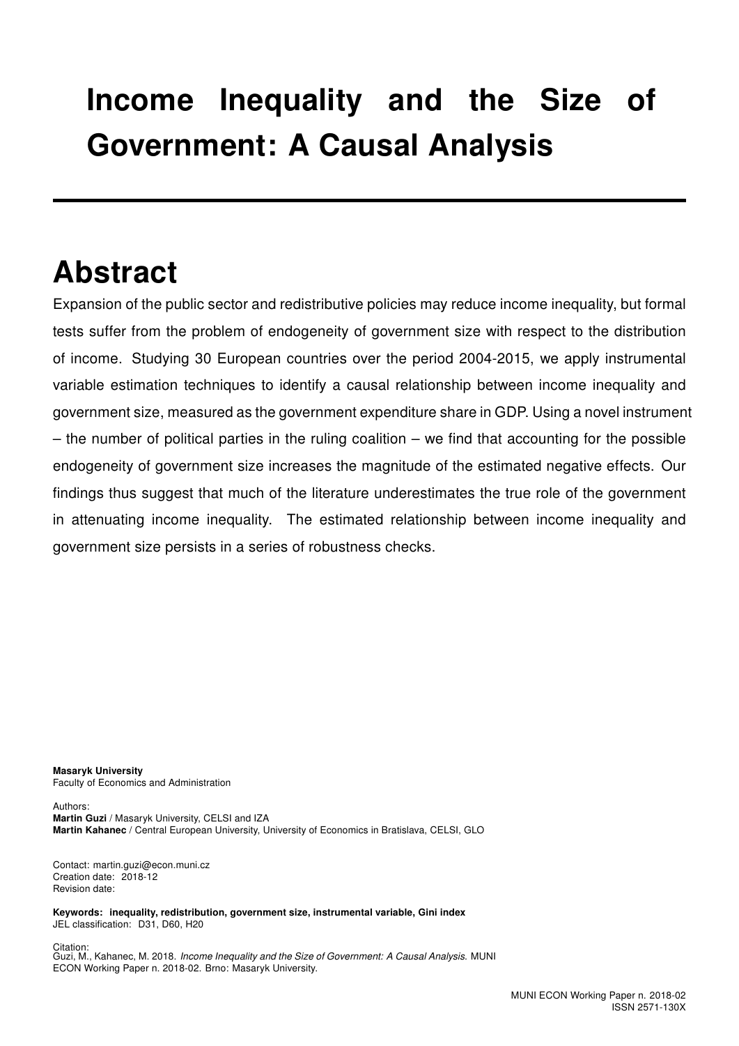# Income Inequality and the Size of Government: A Causal Analysis

## Abstract

Expansion of the public sector and redistributive policies may reduce income inequality, but formal tests suffer from the problem of endogeneity of government size with respect to the distribution of income. Studying 30 European countries over the period 2004-2015, we apply instrumental variable estimation techniques to identify a causal relationship between income inequality and government size, measured as the government expenditure share in GDP. Using a novel instrument – the number of political parties in the ruling coalition – we find that accounting for the possible endogeneity of government size increases the magnitude of the estimated negative effects. Our findings thus suggest that much of the literature underestimates the true role of the government in attenuating income inequality. The estimated relationship between income inequality and government size persists in a series of robustness checks.

**Masaryk University**
Faculty of Economics and Administration

Authors:
**Martin Guzi** / Masaryk University, CELSI and IZA
**Martin Kahanec** / Central European University, University of Economics in Bratislava, CELSI, GLO

Contact: martin.guzi@econ.muni.cz
Creation date: 2018-12
Revision date:

**Keywords: inequality, redistribution, government size, instrumental variable, Gini index**
JEL classification: D31, D60, H20

Citation:
Guzi, M., Kahanec, M. 2018. *Income Inequality and the Size of Government: A Causal Analysis.* MUNI ECON Working Paper n. 2018-02. Brno: Masaryk University.

MUNI ECON Working Paper n. 2018-02
ISSN 2571-130X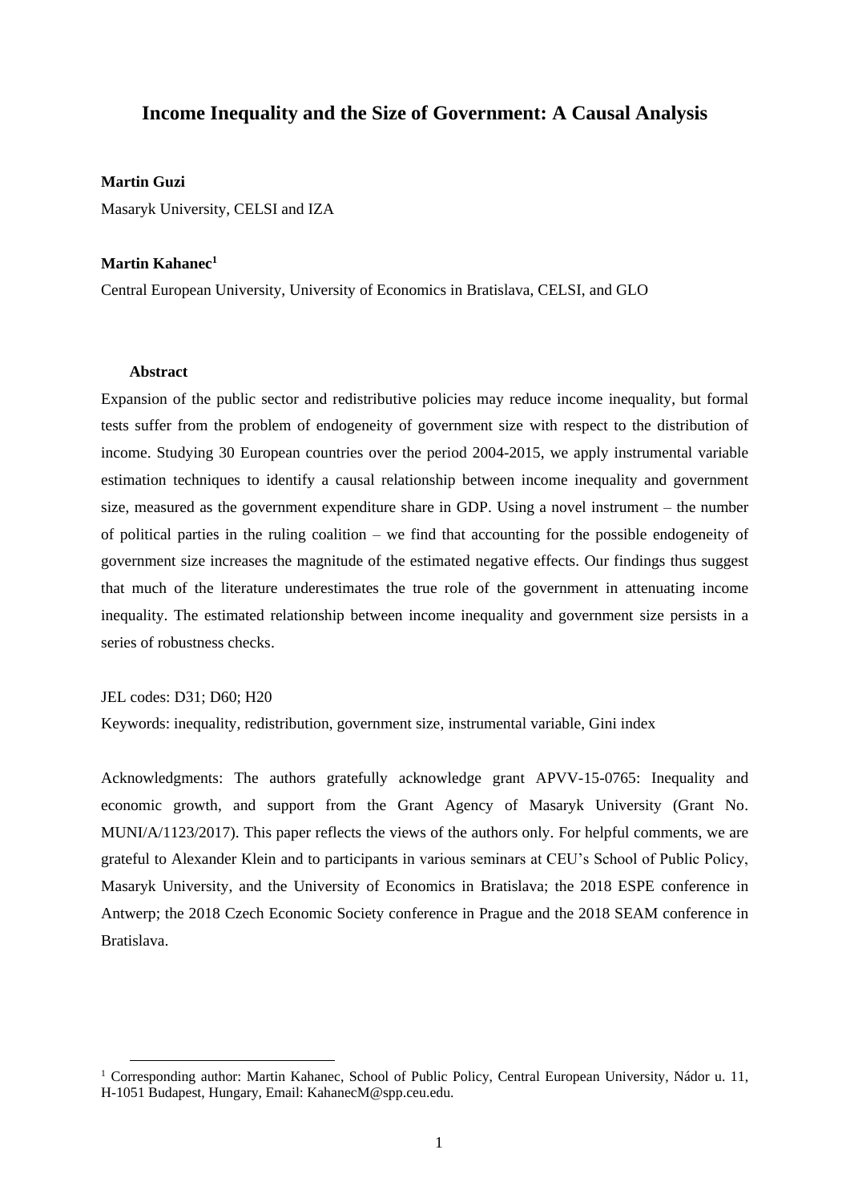# Income Inequality and the Size of Government: A Causal Analysis

**Martin Guzi**

Masaryk University, CELSI and IZA

**Martin Kahanec**[1]

Central European University, University of Economics in Bratislava, CELSI, and GLO

**Abstract**

Expansion of the public sector and redistributive policies may reduce income inequality, but formal tests suffer from the problem of endogeneity of government size with respect to the distribution of income. Studying 30 European countries over the period 2004-2015, we apply instrumental variable estimation techniques to identify a causal relationship between income inequality and government size, measured as the government expenditure share in GDP. Using a novel instrument – the number of political parties in the ruling coalition – we find that accounting for the possible endogeneity of government size increases the magnitude of the estimated negative effects. Our findings thus suggest that much of the literature underestimates the true role of the government in attenuating income inequality. The estimated relationship between income inequality and government size persists in a series of robustness checks.

JEL codes: D31; D60; H20

Keywords: inequality, redistribution, government size, instrumental variable, Gini index

Acknowledgments: The authors gratefully acknowledge grant APVV-15-0765: Inequality and economic growth, and support from the Grant Agency of Masaryk University (Grant No. MUNI/A/1123/2017). This paper reflects the views of the authors only. For helpful comments, we are grateful to Alexander Klein and to participants in various seminars at CEU's School of Public Policy, Masaryk University, and the University of Economics in Bratislava; the 2018 ESPE conference in Antwerp; the 2018 Czech Economic Society conference in Prague and the 2018 SEAM conference in Bratislava.

[1] Corresponding author: Martin Kahanec, School of Public Policy, Central European University, Nádor u. 11, H-1051 Budapest, Hungary, Email: KahanecM@spp.ceu.edu.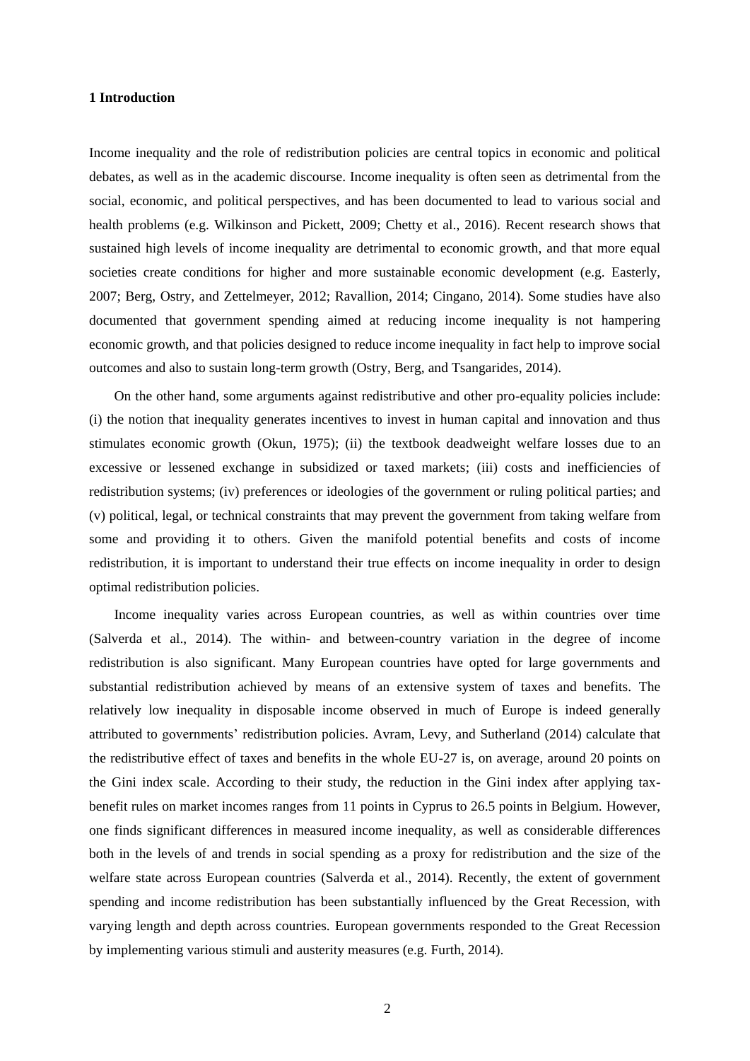## 1 Introduction

Income inequality and the role of redistribution policies are central topics in economic and political debates, as well as in the academic discourse. Income inequality is often seen as detrimental from the social, economic, and political perspectives, and has been documented to lead to various social and health problems (e.g. Wilkinson and Pickett, 2009; Chetty et al., 2016). Recent research shows that sustained high levels of income inequality are detrimental to economic growth, and that more equal societies create conditions for higher and more sustainable economic development (e.g. Easterly, 2007; Berg, Ostry, and Zettelmeyer, 2012; Ravallion, 2014; Cingano, 2014). Some studies have also documented that government spending aimed at reducing income inequality is not hampering economic growth, and that policies designed to reduce income inequality in fact help to improve social outcomes and also to sustain long-term growth (Ostry, Berg, and Tsangarides, 2014).

On the other hand, some arguments against redistributive and other pro-equality policies include: (i) the notion that inequality generates incentives to invest in human capital and innovation and thus stimulates economic growth (Okun, 1975); (ii) the textbook deadweight welfare losses due to an excessive or lessened exchange in subsidized or taxed markets; (iii) costs and inefficiencies of redistribution systems; (iv) preferences or ideologies of the government or ruling political parties; and (v) political, legal, or technical constraints that may prevent the government from taking welfare from some and providing it to others. Given the manifold potential benefits and costs of income redistribution, it is important to understand their true effects on income inequality in order to design optimal redistribution policies.

Income inequality varies across European countries, as well as within countries over time (Salverda et al., 2014). The within- and between-country variation in the degree of income redistribution is also significant. Many European countries have opted for large governments and substantial redistribution achieved by means of an extensive system of taxes and benefits. The relatively low inequality in disposable income observed in much of Europe is indeed generally attributed to governments' redistribution policies. Avram, Levy, and Sutherland (2014) calculate that the redistributive effect of taxes and benefits in the whole EU-27 is, on average, around 20 points on the Gini index scale. According to their study, the reduction in the Gini index after applying tax-benefit rules on market incomes ranges from 11 points in Cyprus to 26.5 points in Belgium. However, one finds significant differences in measured income inequality, as well as considerable differences both in the levels of and trends in social spending as a proxy for redistribution and the size of the welfare state across European countries (Salverda et al., 2014). Recently, the extent of government spending and income redistribution has been substantially influenced by the Great Recession, with varying length and depth across countries. European governments responded to the Great Recession by implementing various stimuli and austerity measures (e.g. Furth, 2014).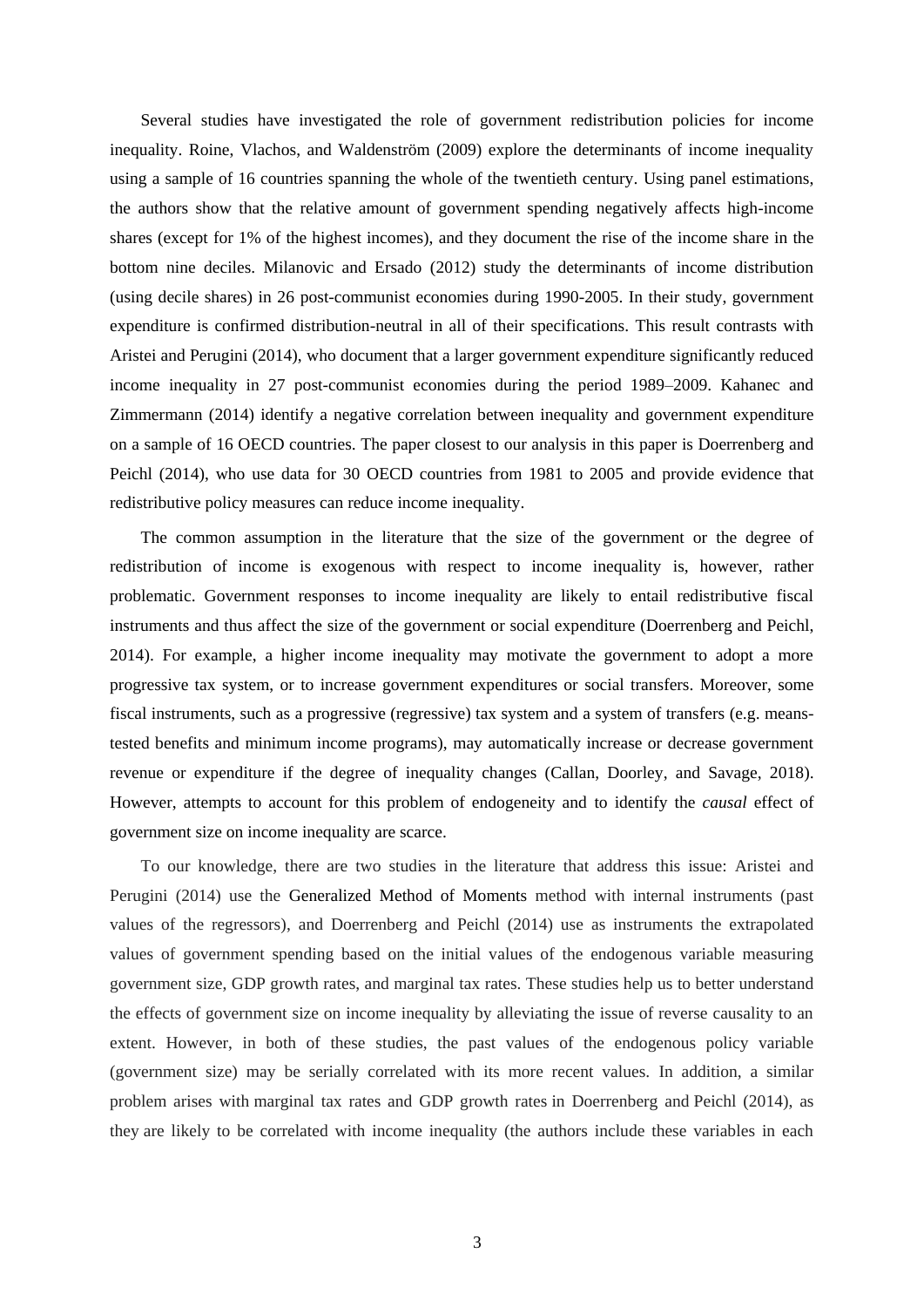Several studies have investigated the role of government redistribution policies for income inequality. Roine, Vlachos, and Waldenström (2009) explore the determinants of income inequality using a sample of 16 countries spanning the whole of the twentieth century. Using panel estimations, the authors show that the relative amount of government spending negatively affects high-income shares (except for 1% of the highest incomes), and they document the rise of the income share in the bottom nine deciles. Milanovic and Ersado (2012) study the determinants of income distribution (using decile shares) in 26 post-communist economies during 1990-2005. In their study, government expenditure is confirmed distribution-neutral in all of their specifications. This result contrasts with Aristei and Perugini (2014), who document that a larger government expenditure significantly reduced income inequality in 27 post-communist economies during the period 1989–2009. Kahanec and Zimmermann (2014) identify a negative correlation between inequality and government expenditure on a sample of 16 OECD countries. The paper closest to our analysis in this paper is Doerrenberg and Peichl (2014), who use data for 30 OECD countries from 1981 to 2005 and provide evidence that redistributive policy measures can reduce income inequality.

The common assumption in the literature that the size of the government or the degree of redistribution of income is exogenous with respect to income inequality is, however, rather problematic. Government responses to income inequality are likely to entail redistributive fiscal instruments and thus affect the size of the government or social expenditure (Doerrenberg and Peichl, 2014). For example, a higher income inequality may motivate the government to adopt a more progressive tax system, or to increase government expenditures or social transfers. Moreover, some fiscal instruments, such as a progressive (regressive) tax system and a system of transfers (e.g. means-tested benefits and minimum income programs), may automatically increase or decrease government revenue or expenditure if the degree of inequality changes (Callan, Doorley, and Savage, 2018). However, attempts to account for this problem of endogeneity and to identify the *causal* effect of government size on income inequality are scarce.

To our knowledge, there are two studies in the literature that address this issue: Aristei and Perugini (2014) use the Generalized Method of Moments method with internal instruments (past values of the regressors), and Doerrenberg and Peichl (2014) use as instruments the extrapolated values of government spending based on the initial values of the endogenous variable measuring government size, GDP growth rates, and marginal tax rates. These studies help us to better understand the effects of government size on income inequality by alleviating the issue of reverse causality to an extent. However, in both of these studies, the past values of the endogenous policy variable (government size) may be serially correlated with its more recent values. In addition, a similar problem arises with marginal tax rates and GDP growth rates in Doerrenberg and Peichl (2014), as they are likely to be correlated with income inequality (the authors include these variables in each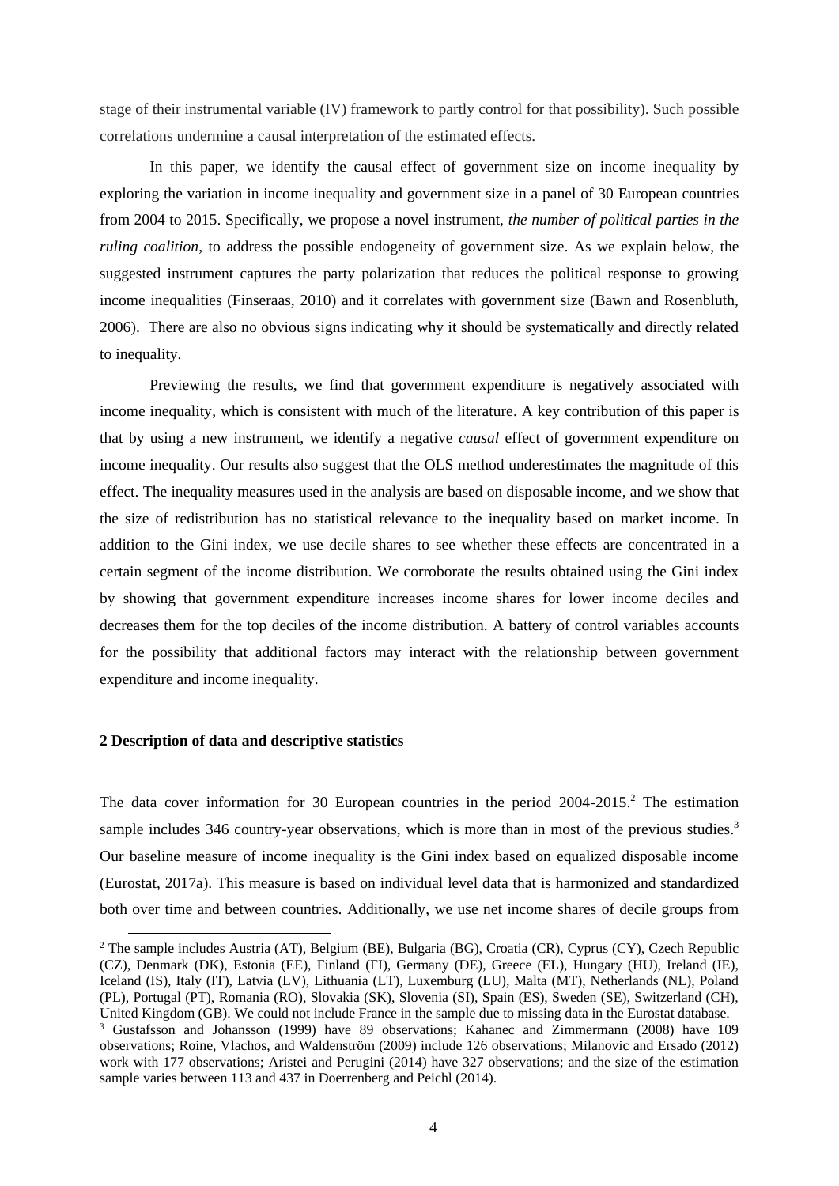stage of their instrumental variable (IV) framework to partly control for that possibility). Such possible correlations undermine a causal interpretation of the estimated effects.

In this paper, we identify the causal effect of government size on income inequality by exploring the variation in income inequality and government size in a panel of 30 European countries from 2004 to 2015. Specifically, we propose a novel instrument, *the number of political parties in the ruling coalition*, to address the possible endogeneity of government size. As we explain below, the suggested instrument captures the party polarization that reduces the political response to growing income inequalities (Finseraas, 2010) and it correlates with government size (Bawn and Rosenbluth, 2006). There are also no obvious signs indicating why it should be systematically and directly related to inequality.

Previewing the results, we find that government expenditure is negatively associated with income inequality, which is consistent with much of the literature. A key contribution of this paper is that by using a new instrument, we identify a negative *causal* effect of government expenditure on income inequality. Our results also suggest that the OLS method underestimates the magnitude of this effect. The inequality measures used in the analysis are based on disposable income, and we show that the size of redistribution has no statistical relevance to the inequality based on market income. In addition to the Gini index, we use decile shares to see whether these effects are concentrated in a certain segment of the income distribution. We corroborate the results obtained using the Gini index by showing that government expenditure increases income shares for lower income deciles and decreases them for the top deciles of the income distribution. A battery of control variables accounts for the possibility that additional factors may interact with the relationship between government expenditure and income inequality.

## 2 Description of data and descriptive statistics

The data cover information for 30 European countries in the period 2004-2015.[2] The estimation sample includes 346 country-year observations, which is more than in most of the previous studies.[3] Our baseline measure of income inequality is the Gini index based on equalized disposable income (Eurostat, 2017a). This measure is based on individual level data that is harmonized and standardized both over time and between countries. Additionally, we use net income shares of decile groups from

---

[2] The sample includes Austria (AT), Belgium (BE), Bulgaria (BG), Croatia (CR), Cyprus (CY), Czech Republic (CZ), Denmark (DK), Estonia (EE), Finland (FI), Germany (DE), Greece (EL), Hungary (HU), Ireland (IE), Iceland (IS), Italy (IT), Latvia (LV), Lithuania (LT), Luxemburg (LU), Malta (MT), Netherlands (NL), Poland (PL), Portugal (PT), Romania (RO), Slovakia (SK), Slovenia (SI), Spain (ES), Sweden (SE), Switzerland (CH), United Kingdom (GB). We could not include France in the sample due to missing data in the Eurostat database.

[3] Gustafsson and Johansson (1999) have 89 observations; Kahanec and Zimmermann (2008) have 109 observations; Roine, Vlachos, and Waldenström (2009) include 126 observations; Milanovic and Ersado (2012) work with 177 observations; Aristei and Perugini (2014) have 327 observations; and the size of the estimation sample varies between 113 and 437 in Doerrenberg and Peichl (2014).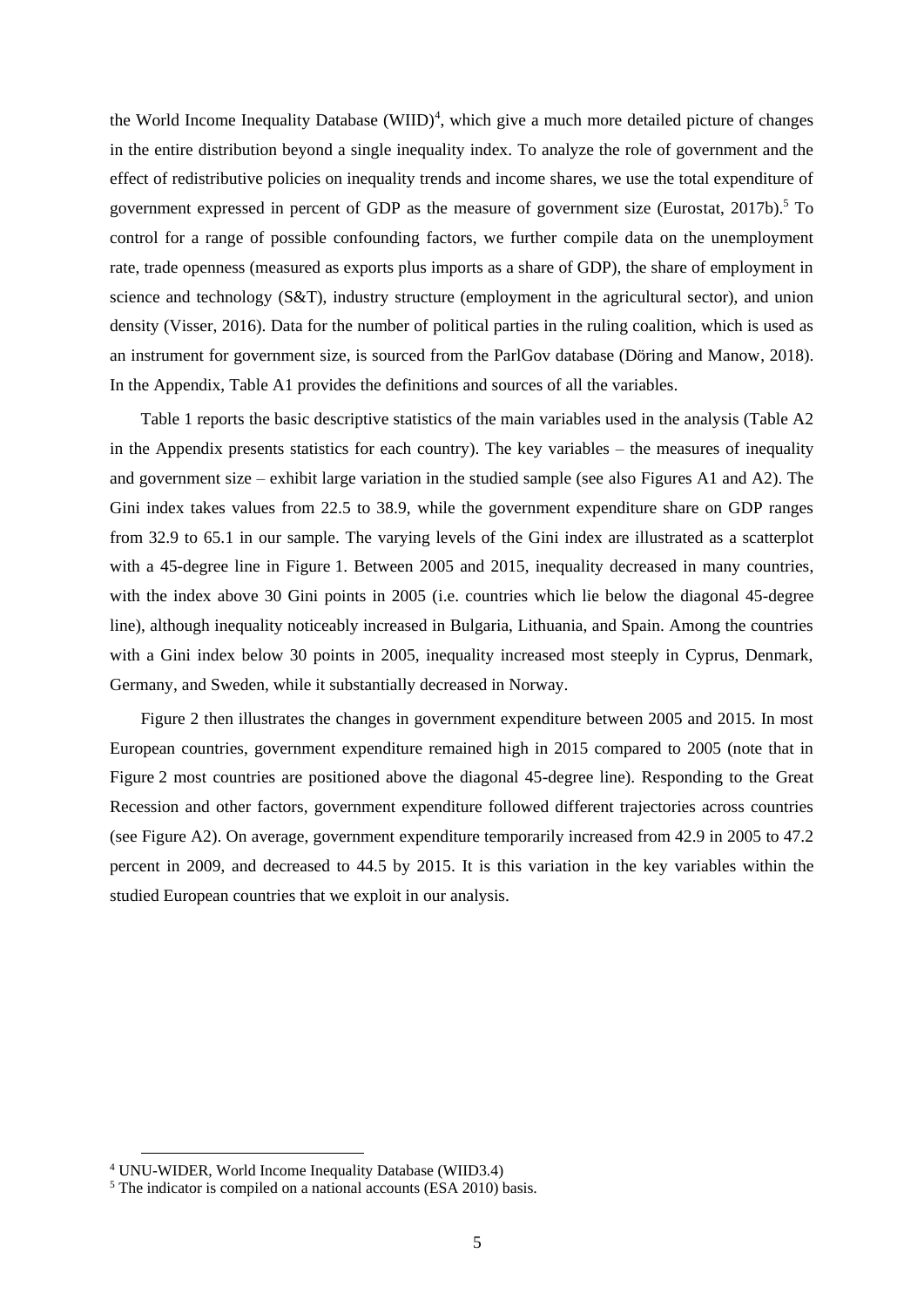the World Income Inequality Database (WIID)[4], which give a much more detailed picture of changes in the entire distribution beyond a single inequality index. To analyze the role of government and the effect of redistributive policies on inequality trends and income shares, we use the total expenditure of government expressed in percent of GDP as the measure of government size (Eurostat, 2017b).[5] To control for a range of possible confounding factors, we further compile data on the unemployment rate, trade openness (measured as exports plus imports as a share of GDP), the share of employment in science and technology (S&T), industry structure (employment in the agricultural sector), and union density (Visser, 2016). Data for the number of political parties in the ruling coalition, which is used as an instrument for government size, is sourced from the ParlGov database (Döring and Manow, 2018). In the Appendix, Table A1 provides the definitions and sources of all the variables.

Table 1 reports the basic descriptive statistics of the main variables used in the analysis (Table A2 in the Appendix presents statistics for each country). The key variables – the measures of inequality and government size – exhibit large variation in the studied sample (see also Figures A1 and A2). The Gini index takes values from 22.5 to 38.9, while the government expenditure share on GDP ranges from 32.9 to 65.1 in our sample. The varying levels of the Gini index are illustrated as a scatterplot with a 45-degree line in Figure 1. Between 2005 and 2015, inequality decreased in many countries, with the index above 30 Gini points in 2005 (i.e. countries which lie below the diagonal 45-degree line), although inequality noticeably increased in Bulgaria, Lithuania, and Spain. Among the countries with a Gini index below 30 points in 2005, inequality increased most steeply in Cyprus, Denmark, Germany, and Sweden, while it substantially decreased in Norway.

Figure 2 then illustrates the changes in government expenditure between 2005 and 2015. In most European countries, government expenditure remained high in 2015 compared to 2005 (note that in Figure 2 most countries are positioned above the diagonal 45-degree line). Responding to the Great Recession and other factors, government expenditure followed different trajectories across countries (see Figure A2). On average, government expenditure temporarily increased from 42.9 in 2005 to 47.2 percent in 2009, and decreased to 44.5 by 2015. It is this variation in the key variables within the studied European countries that we exploit in our analysis.

---

[4] UNU-WIDER, World Income Inequality Database (WIID3.4)

[5] The indicator is compiled on a national accounts (ESA 2010) basis.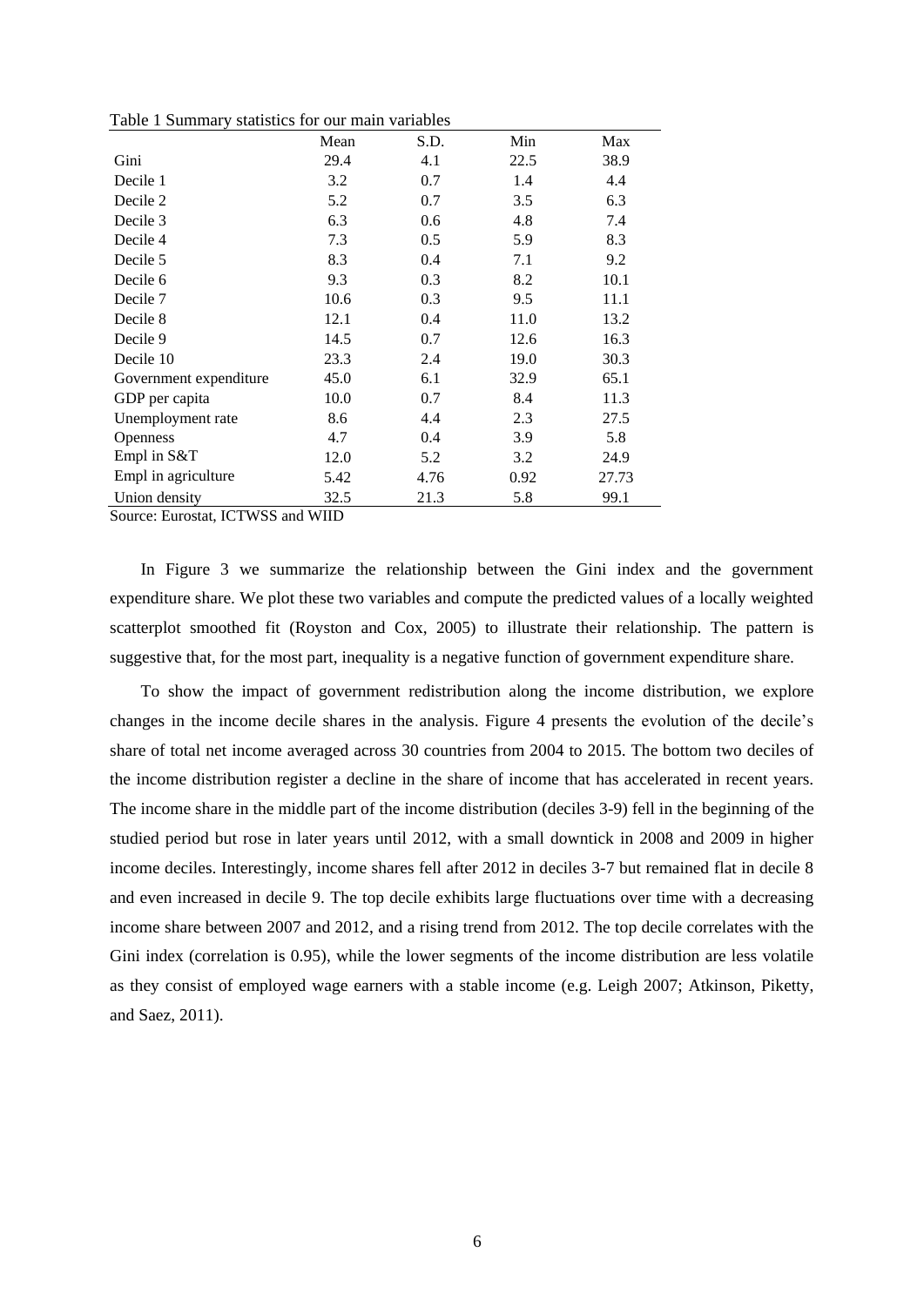Table 1 Summary statistics for our main variables

| | Mean | S.D. | Min | Max |
|---|---|---|---|---|
| Gini | 29.4 | 4.1 | 22.5 | 38.9 |
| Decile 1 | 3.2 | 0.7 | 1.4 | 4.4 |
| Decile 2 | 5.2 | 0.7 | 3.5 | 6.3 |
| Decile 3 | 6.3 | 0.6 | 4.8 | 7.4 |
| Decile 4 | 7.3 | 0.5 | 5.9 | 8.3 |
| Decile 5 | 8.3 | 0.4 | 7.1 | 9.2 |
| Decile 6 | 9.3 | 0.3 | 8.2 | 10.1 |
| Decile 7 | 10.6 | 0.3 | 9.5 | 11.1 |
| Decile 8 | 12.1 | 0.4 | 11.0 | 13.2 |
| Decile 9 | 14.5 | 0.7 | 12.6 | 16.3 |
| Decile 10 | 23.3 | 2.4 | 19.0 | 30.3 |
| Government expenditure | 45.0 | 6.1 | 32.9 | 65.1 |
| GDP per capita | 10.0 | 0.7 | 8.4 | 11.3 |
| Unemployment rate | 8.6 | 4.4 | 2.3 | 27.5 |
| Openness | 4.7 | 0.4 | 3.9 | 5.8 |
| Empl in S&T | 12.0 | 5.2 | 3.2 | 24.9 |
| Empl in agriculture | 5.42 | 4.76 | 0.92 | 27.73 |
| Union density | 32.5 | 21.3 | 5.8 | 99.1 |

Source: Eurostat, ICTWSS and WIID

In Figure 3 we summarize the relationship between the Gini index and the government expenditure share. We plot these two variables and compute the predicted values of a locally weighted scatterplot smoothed fit (Royston and Cox, 2005) to illustrate their relationship. The pattern is suggestive that, for the most part, inequality is a negative function of government expenditure share.

To show the impact of government redistribution along the income distribution, we explore changes in the income decile shares in the analysis. Figure 4 presents the evolution of the decile's share of total net income averaged across 30 countries from 2004 to 2015. The bottom two deciles of the income distribution register a decline in the share of income that has accelerated in recent years. The income share in the middle part of the income distribution (deciles 3-9) fell in the beginning of the studied period but rose in later years until 2012, with a small downtick in 2008 and 2009 in higher income deciles. Interestingly, income shares fell after 2012 in deciles 3-7 but remained flat in decile 8 and even increased in decile 9. The top decile exhibits large fluctuations over time with a decreasing income share between 2007 and 2012, and a rising trend from 2012. The top decile correlates with the Gini index (correlation is 0.95), while the lower segments of the income distribution are less volatile as they consist of employed wage earners with a stable income (e.g. Leigh 2007; Atkinson, Piketty, and Saez, 2011).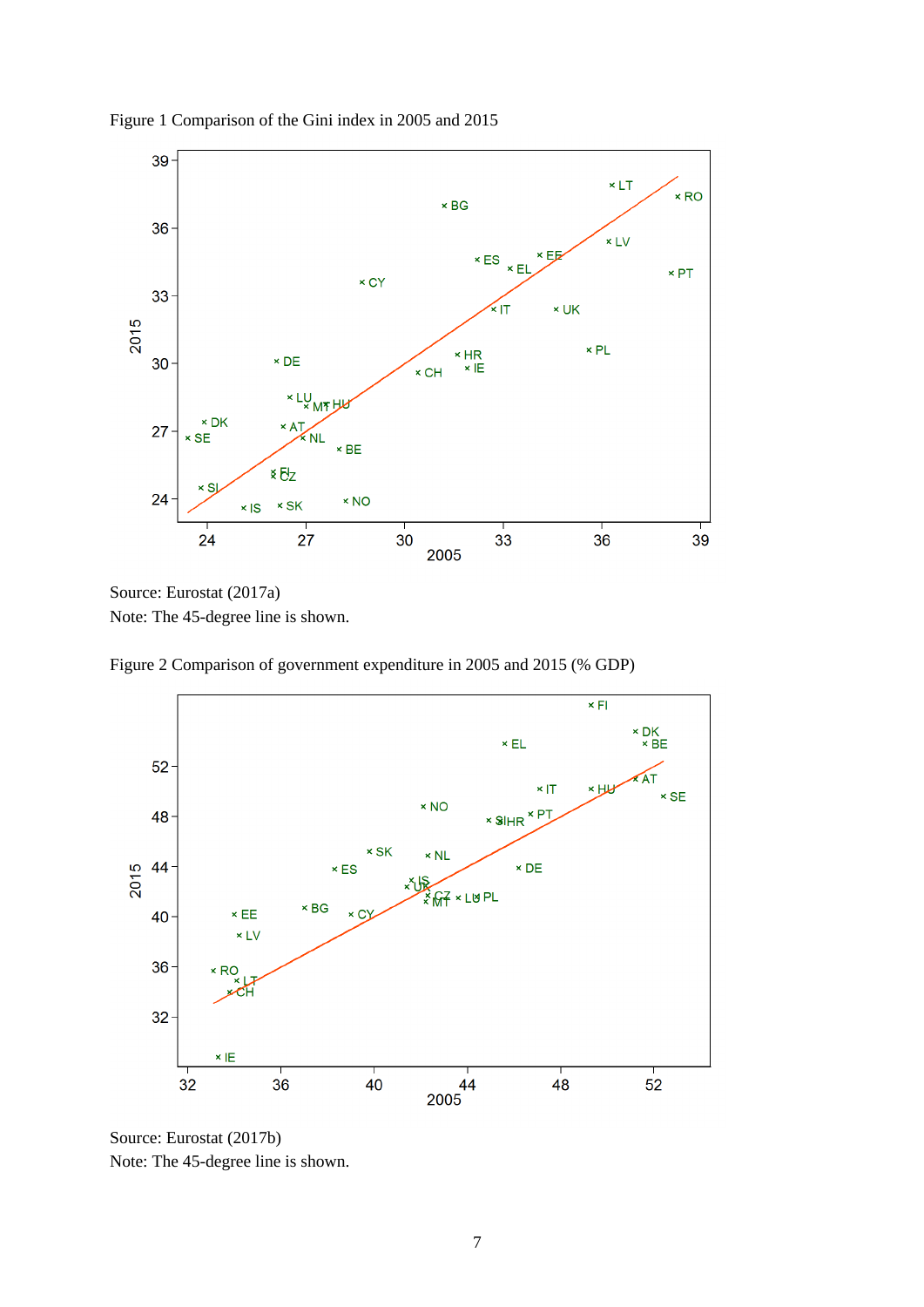Figure 1 Comparison of the Gini index in 2005 and 2015

Source: Eurostat (2017a)
Note: The 45-degree line is shown.

Figure 2 Comparison of government expenditure in 2005 and 2015 (% GDP)

Source: Eurostat (2017b)
Note: The 45-degree line is shown.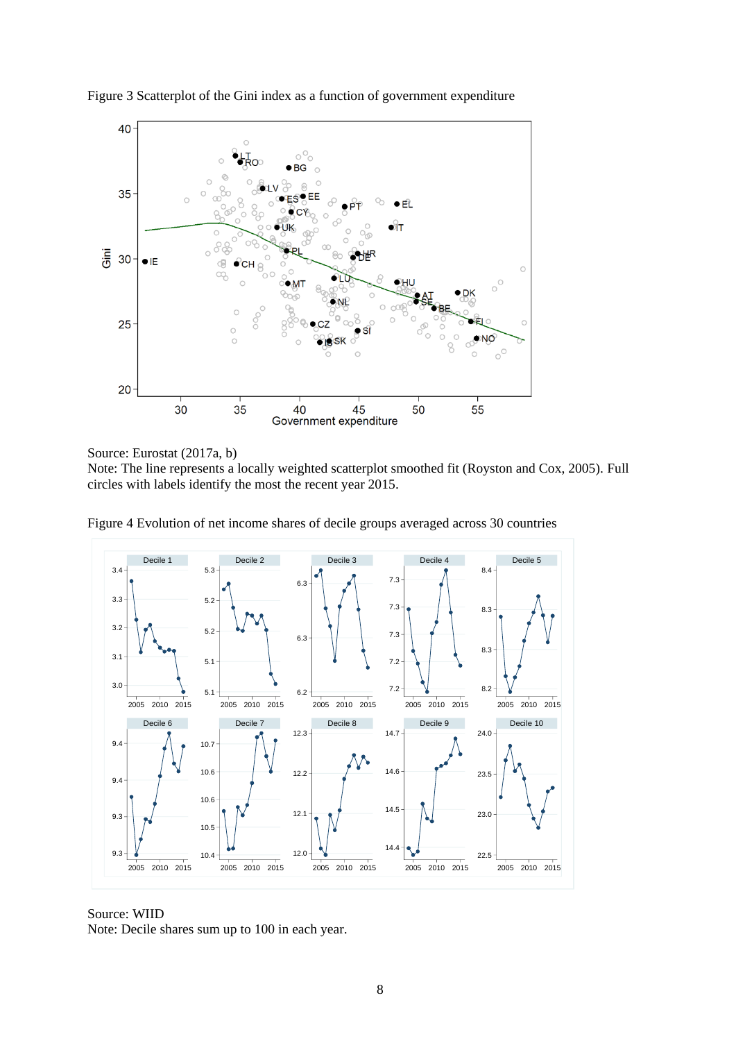Figure 3 Scatterplot of the Gini index as a function of government expenditure

Source: Eurostat (2017a, b)
Note: The line represents a locally weighted scatterplot smoothed fit (Royston and Cox, 2005). Full circles with labels identify the most the recent year 2015.

Figure 4 Evolution of net income shares of decile groups averaged across 30 countries

Source: WIID
Note: Decile shares sum up to 100 in each year.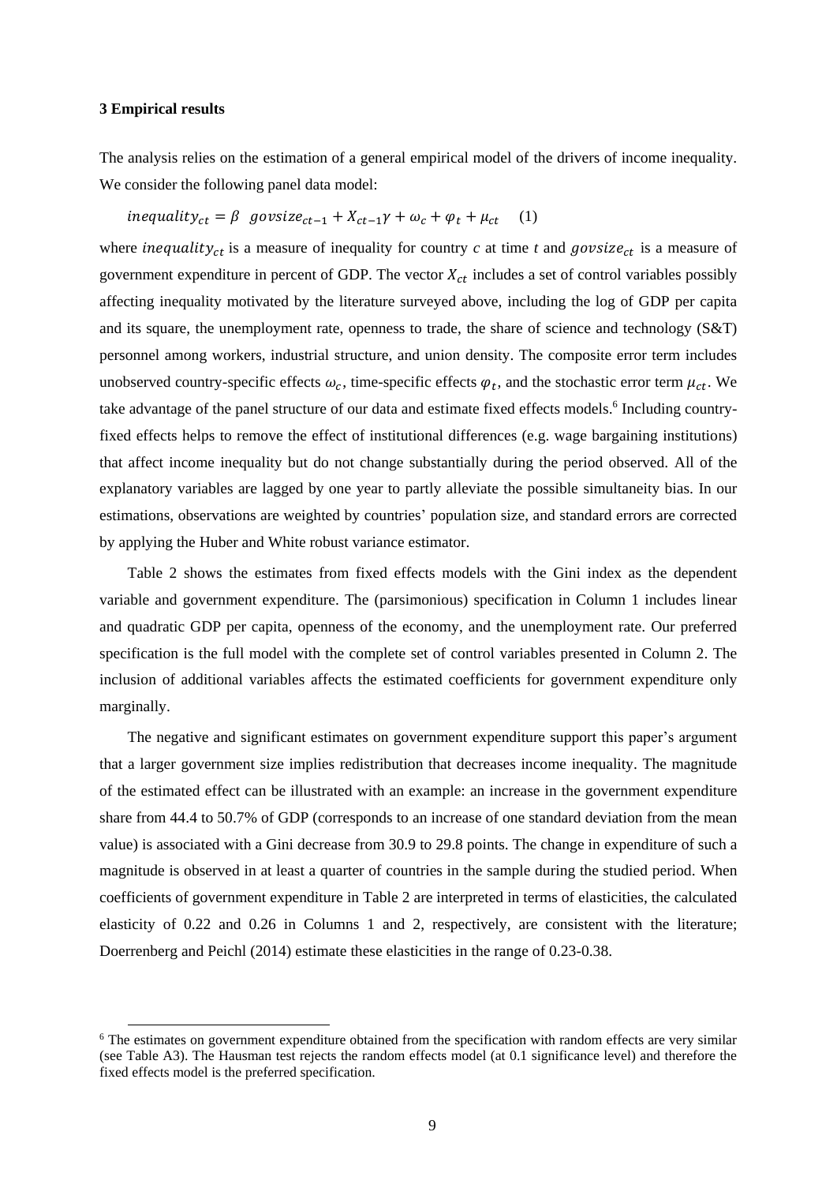### 3 Empirical results

The analysis relies on the estimation of a general empirical model of the drivers of income inequality. We consider the following panel data model:

$$inequality_{ct} = \beta \;\; govsize_{ct-1} + X_{ct-1}\gamma + \omega_c + \varphi_t + \mu_{ct} \quad (1)$$

where $inequality_{ct}$ is a measure of inequality for country *c* at time *t* and $govsize_{ct}$ is a measure of government expenditure in percent of GDP. The vector $X_{ct}$ includes a set of control variables possibly affecting inequality motivated by the literature surveyed above, including the log of GDP per capita and its square, the unemployment rate, openness to trade, the share of science and technology (S&T) personnel among workers, industrial structure, and union density. The composite error term includes unobserved country-specific effects $\omega_c$, time-specific effects $\varphi_t$, and the stochastic error term $\mu_{ct}$. We take advantage of the panel structure of our data and estimate fixed effects models.[6] Including country-fixed effects helps to remove the effect of institutional differences (e.g. wage bargaining institutions) that affect income inequality but do not change substantially during the period observed. All of the explanatory variables are lagged by one year to partly alleviate the possible simultaneity bias. In our estimations, observations are weighted by countries' population size, and standard errors are corrected by applying the Huber and White robust variance estimator.

Table 2 shows the estimates from fixed effects models with the Gini index as the dependent variable and government expenditure. The (parsimonious) specification in Column 1 includes linear and quadratic GDP per capita, openness of the economy, and the unemployment rate. Our preferred specification is the full model with the complete set of control variables presented in Column 2. The inclusion of additional variables affects the estimated coefficients for government expenditure only marginally.

The negative and significant estimates on government expenditure support this paper's argument that a larger government size implies redistribution that decreases income inequality. The magnitude of the estimated effect can be illustrated with an example: an increase in the government expenditure share from 44.4 to 50.7% of GDP (corresponds to an increase of one standard deviation from the mean value) is associated with a Gini decrease from 30.9 to 29.8 points. The change in expenditure of such a magnitude is observed in at least a quarter of countries in the sample during the studied period. When coefficients of government expenditure in Table 2 are interpreted in terms of elasticities, the calculated elasticity of 0.22 and 0.26 in Columns 1 and 2, respectively, are consistent with the literature; Doerrenberg and Peichl (2014) estimate these elasticities in the range of 0.23-0.38.

[6] The estimates on government expenditure obtained from the specification with random effects are very similar (see Table A3). The Hausman test rejects the random effects model (at 0.1 significance level) and therefore the fixed effects model is the preferred specification.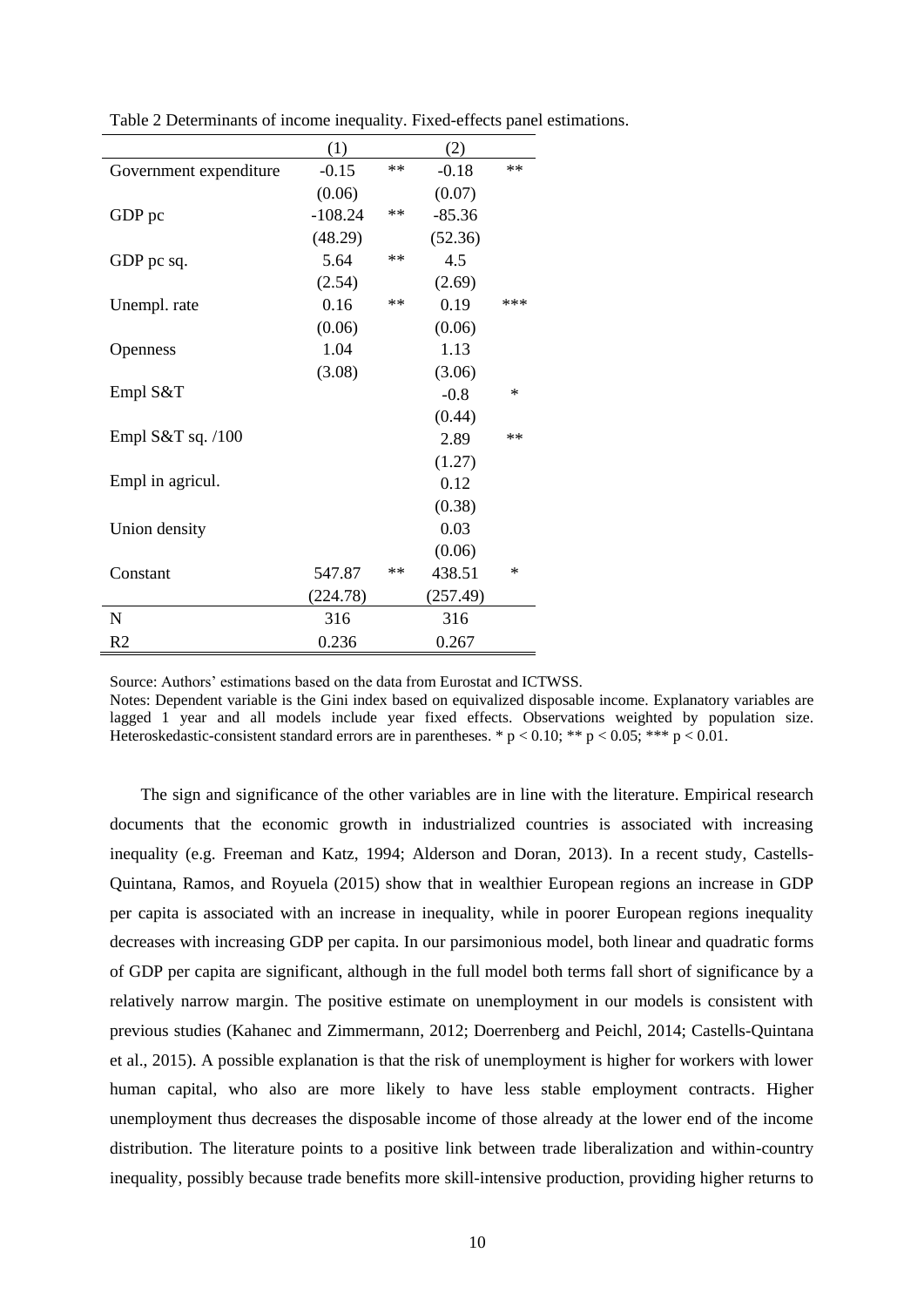Table 2 Determinants of income inequality. Fixed-effects panel estimations.

| | (1) | | (2) | |
|---|---|---|---|---|
| Government expenditure | -0.15 | ** | -0.18 | ** |
| | (0.06) | | (0.07) | |
| GDP pc | -108.24 | ** | -85.36 | |
| | (48.29) | | (52.36) | |
| GDP pc sq. | 5.64 | ** | 4.5 | |
| | (2.54) | | (2.69) | |
| Unempl. rate | 0.16 | ** | 0.19 | *** |
| | (0.06) | | (0.06) | |
| Openness | 1.04 | | 1.13 | |
| | (3.08) | | (3.06) | |
| Empl S&T | | | -0.8 | * |
| | | | (0.44) | |
| Empl S&T sq. /100 | | | 2.89 | ** |
| | | | (1.27) | |
| Empl in agricul. | | | 0.12 | |
| | | | (0.38) | |
| Union density | | | 0.03 | |
| | | | (0.06) | |
| Constant | 547.87 | ** | 438.51 | * |
| | (224.78) | | (257.49) | |
| N | 316 | | 316 | |
| R2 | 0.236 | | 0.267 | |

Source: Authors' estimations based on the data from Eurostat and ICTWSS.

Notes: Dependent variable is the Gini index based on equivalized disposable income. Explanatory variables are lagged 1 year and all models include year fixed effects. Observations weighted by population size. Heteroskedastic-consistent standard errors are in parentheses. * $p < 0.10$; ** $p < 0.05$; *** $p < 0.01$.

The sign and significance of the other variables are in line with the literature. Empirical research documents that the economic growth in industrialized countries is associated with increasing inequality (e.g. Freeman and Katz, 1994; Alderson and Doran, 2013). In a recent study, Castells-Quintana, Ramos, and Royuela (2015) show that in wealthier European regions an increase in GDP per capita is associated with an increase in inequality, while in poorer European regions inequality decreases with increasing GDP per capita. In our parsimonious model, both linear and quadratic forms of GDP per capita are significant, although in the full model both terms fall short of significance by a relatively narrow margin. The positive estimate on unemployment in our models is consistent with previous studies (Kahanec and Zimmermann, 2012; Doerrenberg and Peichl, 2014; Castells-Quintana et al., 2015). A possible explanation is that the risk of unemployment is higher for workers with lower human capital, who also are more likely to have less stable employment contracts. Higher unemployment thus decreases the disposable income of those already at the lower end of the income distribution. The literature points to a positive link between trade liberalization and within-country inequality, possibly because trade benefits more skill-intensive production, providing higher returns to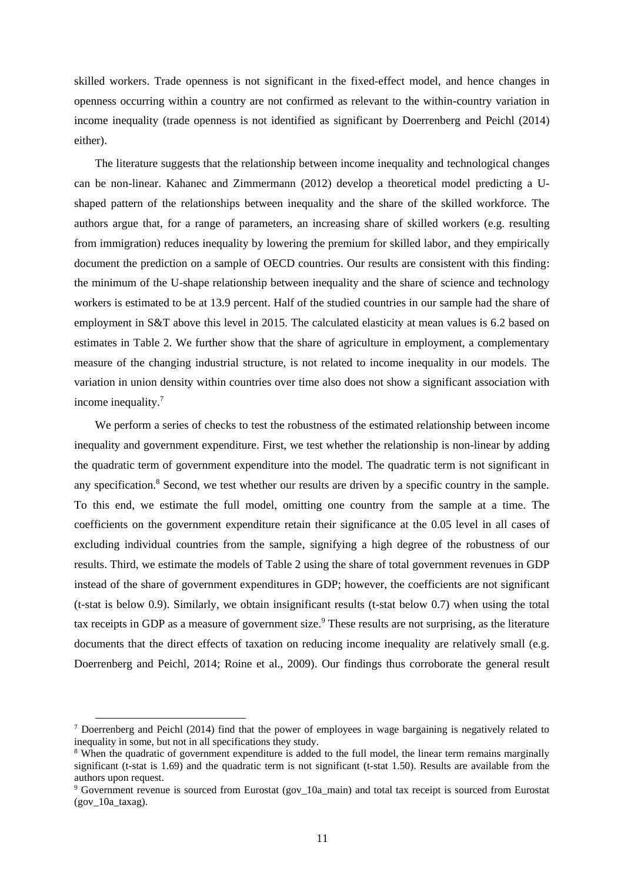skilled workers. Trade openness is not significant in the fixed-effect model, and hence changes in openness occurring within a country are not confirmed as relevant to the within-country variation in income inequality (trade openness is not identified as significant by Doerrenberg and Peichl (2014) either).

The literature suggests that the relationship between income inequality and technological changes can be non-linear. Kahanec and Zimmermann (2012) develop a theoretical model predicting a U-shaped pattern of the relationships between inequality and the share of the skilled workforce. The authors argue that, for a range of parameters, an increasing share of skilled workers (e.g. resulting from immigration) reduces inequality by lowering the premium for skilled labor, and they empirically document the prediction on a sample of OECD countries. Our results are consistent with this finding: the minimum of the U-shape relationship between inequality and the share of science and technology workers is estimated to be at 13.9 percent. Half of the studied countries in our sample had the share of employment in S&T above this level in 2015. The calculated elasticity at mean values is 6.2 based on estimates in Table 2. We further show that the share of agriculture in employment, a complementary measure of the changing industrial structure, is not related to income inequality in our models. The variation in union density within countries over time also does not show a significant association with income inequality.[7]

We perform a series of checks to test the robustness of the estimated relationship between income inequality and government expenditure. First, we test whether the relationship is non-linear by adding the quadratic term of government expenditure into the model. The quadratic term is not significant in any specification.[8] Second, we test whether our results are driven by a specific country in the sample. To this end, we estimate the full model, omitting one country from the sample at a time. The coefficients on the government expenditure retain their significance at the 0.05 level in all cases of excluding individual countries from the sample, signifying a high degree of the robustness of our results. Third, we estimate the models of Table 2 using the share of total government revenues in GDP instead of the share of government expenditures in GDP; however, the coefficients are not significant (t-stat is below 0.9). Similarly, we obtain insignificant results (t-stat below 0.7) when using the total tax receipts in GDP as a measure of government size.[9] These results are not surprising, as the literature documents that the direct effects of taxation on reducing income inequality are relatively small (e.g. Doerrenberg and Peichl, 2014; Roine et al., 2009). Our findings thus corroborate the general result

---

[7] Doerrenberg and Peichl (2014) find that the power of employees in wage bargaining is negatively related to inequality in some, but not in all specifications they study.

[8] When the quadratic of government expenditure is added to the full model, the linear term remains marginally significant (t-stat is 1.69) and the quadratic term is not significant (t-stat 1.50). Results are available from the authors upon request.

[9] Government revenue is sourced from Eurostat (gov_10a_main) and total tax receipt is sourced from Eurostat (gov_10a_taxag).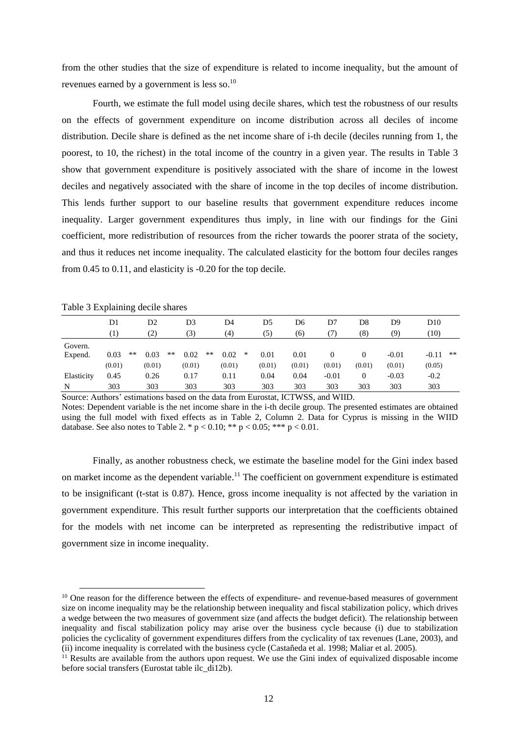from the other studies that the size of expenditure is related to income inequality, but the amount of revenues earned by a government is less so.[10]

Fourth, we estimate the full model using decile shares, which test the robustness of our results on the effects of government expenditure on income distribution across all deciles of income distribution. Decile share is defined as the net income share of i-th decile (deciles running from 1, the poorest, to 10, the richest) in the total income of the country in a given year. The results in Table 3 show that government expenditure is positively associated with the share of income in the lowest deciles and negatively associated with the share of income in the top deciles of income distribution. This lends further support to our baseline results that government expenditure reduces income inequality. Larger government expenditures thus imply, in line with our findings for the Gini coefficient, more redistribution of resources from the richer towards the poorer strata of the society, and thus it reduces net income inequality. The calculated elasticity for the bottom four deciles ranges from 0.45 to 0.11, and elasticity is -0.20 for the top decile.

Table 3 Explaining decile shares

| | D1 | D2 | D3 | D4 | D5 | D6 | D7 | D8 | D9 | D10 |
|---|---|---|---|---|---|---|---|---|---|---|
| | (1) | (2) | (3) | (4) | (5) | (6) | (7) | (8) | (9) | (10) |
| Govern. Expend. | 0.03 ** | 0.03 ** | 0.02 ** | 0.02 * | 0.01 | 0.01 | 0 | 0 | -0.01 | -0.11 ** |
| | (0.01) | (0.01) | (0.01) | (0.01) | (0.01) | (0.01) | (0.01) | (0.01) | (0.01) | (0.05) |
| Elasticity | 0.45 | 0.26 | 0.17 | 0.11 | 0.04 | 0.04 | -0.01 | 0 | -0.03 | -0.2 |
| N | 303 | 303 | 303 | 303 | 303 | 303 | 303 | 303 | 303 | 303 |

Source: Authors' estimations based on the data from Eurostat, ICTWSS, and WIID.

Notes: Dependent variable is the net income share in the i-th decile group. The presented estimates are obtained using the full model with fixed effects as in Table 2, Column 2. Data for Cyprus is missing in the WIID database. See also notes to Table 2. * $p < 0.10$; ** $p < 0.05$; *** $p < 0.01$.

Finally, as another robustness check, we estimate the baseline model for the Gini index based on market income as the dependent variable.[11] The coefficient on government expenditure is estimated to be insignificant (t-stat is 0.87). Hence, gross income inequality is not affected by the variation in government expenditure. This result further supports our interpretation that the coefficients obtained for the models with net income can be interpreted as representing the redistributive impact of government size in income inequality.

[10] One reason for the difference between the effects of expenditure- and revenue-based measures of government size on income inequality may be the relationship between inequality and fiscal stabilization policy, which drives a wedge between the two measures of government size (and affects the budget deficit). The relationship between inequality and fiscal stabilization policy may arise over the business cycle because (i) due to stabilization policies the cyclicality of government expenditures differs from the cyclicality of tax revenues (Lane, 2003), and (ii) income inequality is correlated with the business cycle (Castañeda et al. 1998; Maliar et al. 2005).

[11] Results are available from the authors upon request. We use the Gini index of equivalized disposable income before social transfers (Eurostat table ilc_di12b).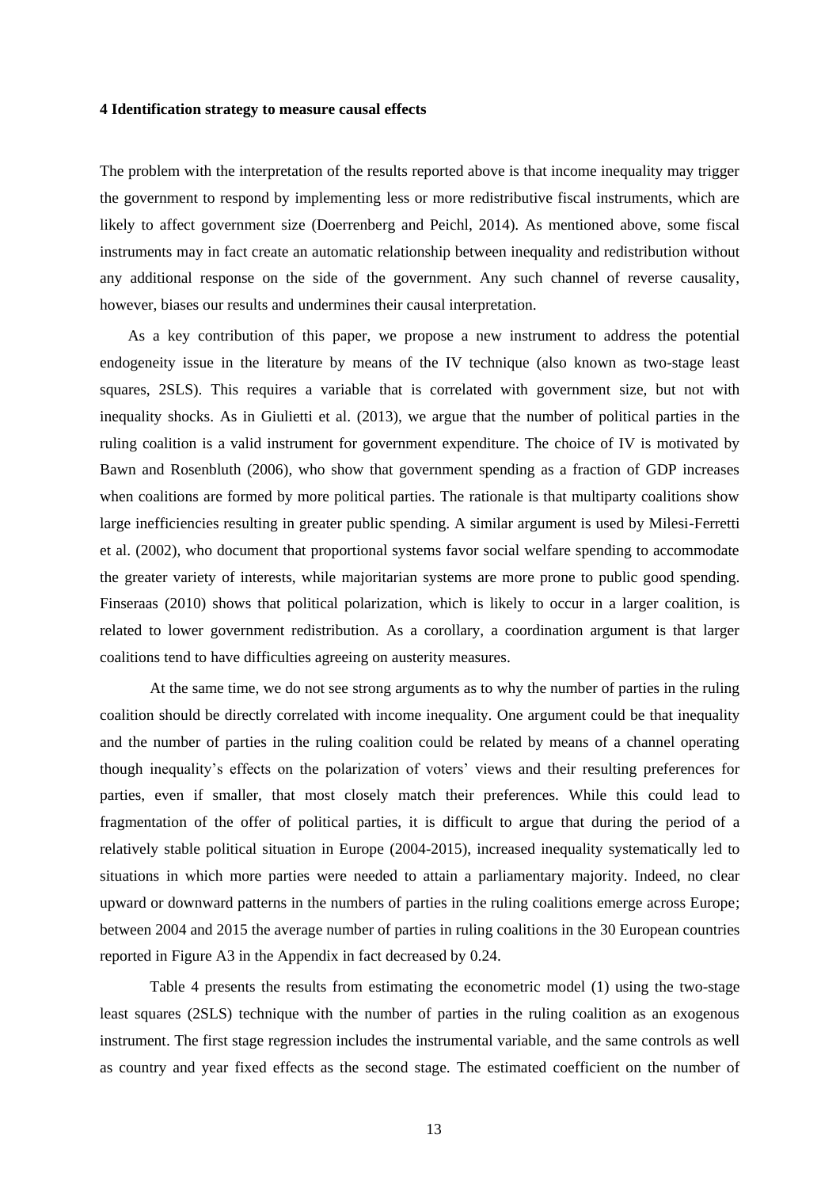### 4 Identification strategy to measure causal effects

The problem with the interpretation of the results reported above is that income inequality may trigger the government to respond by implementing less or more redistributive fiscal instruments, which are likely to affect government size (Doerrenberg and Peichl, 2014). As mentioned above, some fiscal instruments may in fact create an automatic relationship between inequality and redistribution without any additional response on the side of the government. Any such channel of reverse causality, however, biases our results and undermines their causal interpretation.

As a key contribution of this paper, we propose a new instrument to address the potential endogeneity issue in the literature by means of the IV technique (also known as two-stage least squares, 2SLS). This requires a variable that is correlated with government size, but not with inequality shocks. As in Giulietti et al. (2013), we argue that the number of political parties in the ruling coalition is a valid instrument for government expenditure. The choice of IV is motivated by Bawn and Rosenbluth (2006), who show that government spending as a fraction of GDP increases when coalitions are formed by more political parties. The rationale is that multiparty coalitions show large inefficiencies resulting in greater public spending. A similar argument is used by Milesi-Ferretti et al. (2002), who document that proportional systems favor social welfare spending to accommodate the greater variety of interests, while majoritarian systems are more prone to public good spending. Finseraas (2010) shows that political polarization, which is likely to occur in a larger coalition, is related to lower government redistribution. As a corollary, a coordination argument is that larger coalitions tend to have difficulties agreeing on austerity measures.

At the same time, we do not see strong arguments as to why the number of parties in the ruling coalition should be directly correlated with income inequality. One argument could be that inequality and the number of parties in the ruling coalition could be related by means of a channel operating though inequality's effects on the polarization of voters' views and their resulting preferences for parties, even if smaller, that most closely match their preferences. While this could lead to fragmentation of the offer of political parties, it is difficult to argue that during the period of a relatively stable political situation in Europe (2004-2015), increased inequality systematically led to situations in which more parties were needed to attain a parliamentary majority. Indeed, no clear upward or downward patterns in the numbers of parties in the ruling coalitions emerge across Europe; between 2004 and 2015 the average number of parties in ruling coalitions in the 30 European countries reported in Figure A3 in the Appendix in fact decreased by 0.24.

Table 4 presents the results from estimating the econometric model (1) using the two-stage least squares (2SLS) technique with the number of parties in the ruling coalition as an exogenous instrument. The first stage regression includes the instrumental variable, and the same controls as well as country and year fixed effects as the second stage. The estimated coefficient on the number of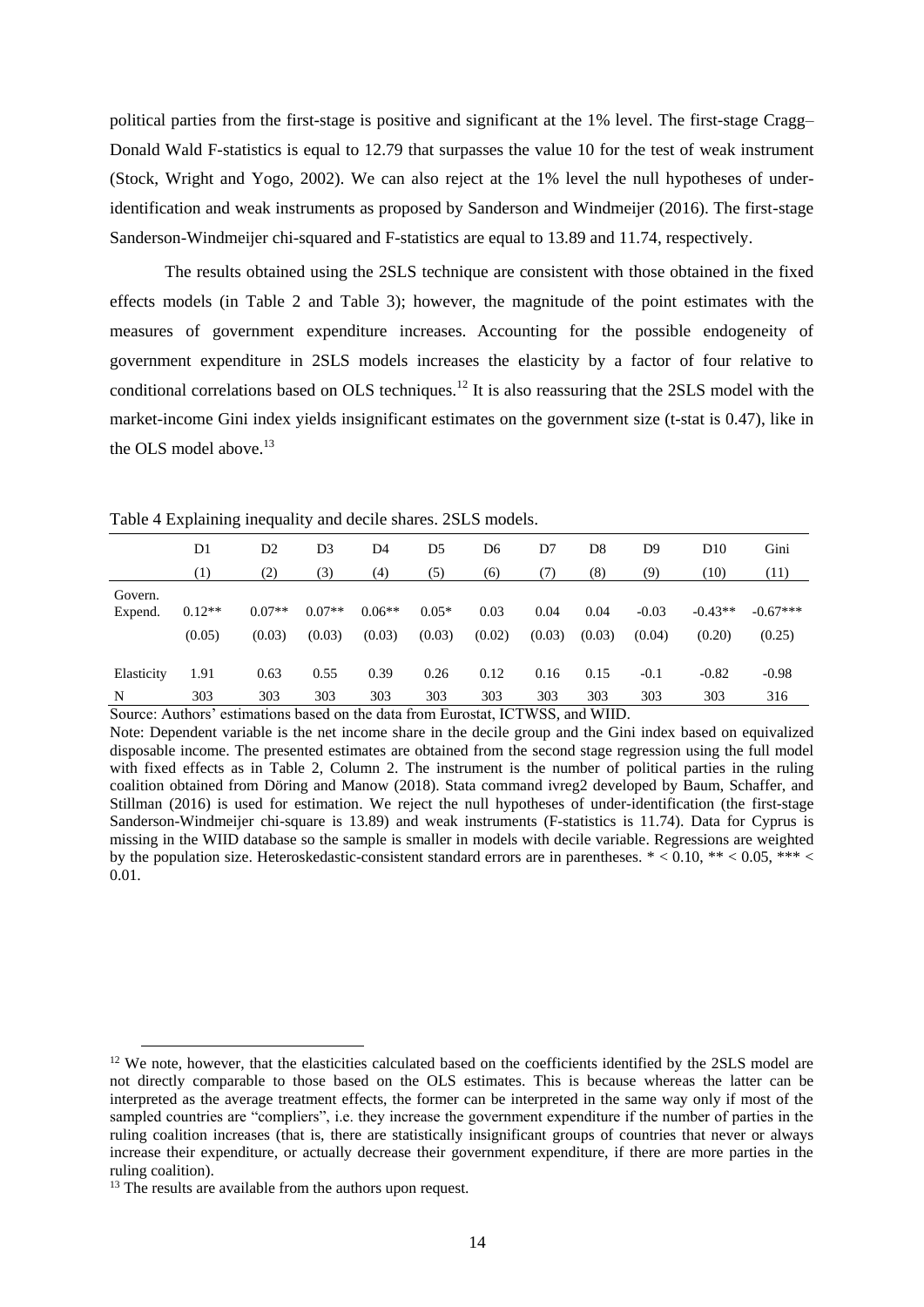political parties from the first-stage is positive and significant at the 1% level. The first-stage Cragg–Donald Wald F-statistics is equal to 12.79 that surpasses the value 10 for the test of weak instrument (Stock, Wright and Yogo, 2002). We can also reject at the 1% level the null hypotheses of under-identification and weak instruments as proposed by Sanderson and Windmeijer (2016). The first-stage Sanderson-Windmeijer chi-squared and F-statistics are equal to 13.89 and 11.74, respectively.

The results obtained using the 2SLS technique are consistent with those obtained in the fixed effects models (in Table 2 and Table 3); however, the magnitude of the point estimates with the measures of government expenditure increases. Accounting for the possible endogeneity of government expenditure in 2SLS models increases the elasticity by a factor of four relative to conditional correlations based on OLS techniques.[12] It is also reassuring that the 2SLS model with the market-income Gini index yields insignificant estimates on the government size (t-stat is 0.47), like in the OLS model above.[13]

Table 4 Explaining inequality and decile shares. 2SLS models.

| | D1 | D2 | D3 | D4 | D5 | D6 | D7 | D8 | D9 | D10 | Gini |
|---|---|---|---|---|---|---|---|---|---|---|---|
| | (1) | (2) | (3) | (4) | (5) | (6) | (7) | (8) | (9) | (10) | (11) |
| Govern. Expend. | 0.12** | 0.07** | 0.07** | 0.06** | 0.05* | 0.03 | 0.04 | 0.04 | -0.03 | -0.43** | -0.67*** |
| | (0.05) | (0.03) | (0.03) | (0.03) | (0.03) | (0.02) | (0.03) | (0.03) | (0.04) | (0.20) | (0.25) |
| Elasticity | 1.91 | 0.63 | 0.55 | 0.39 | 0.26 | 0.12 | 0.16 | 0.15 | -0.1 | -0.82 | -0.98 |
| N | 303 | 303 | 303 | 303 | 303 | 303 | 303 | 303 | 303 | 303 | 316 |

Source: Authors' estimations based on the data from Eurostat, ICTWSS, and WIID.

Note: Dependent variable is the net income share in the decile group and the Gini index based on equivalized disposable income. The presented estimates are obtained from the second stage regression using the full model with fixed effects as in Table 2, Column 2. The instrument is the number of political parties in the ruling coalition obtained from Döring and Manow (2018). Stata command ivreg2 developed by Baum, Schaffer, and Stillman (2016) is used for estimation. We reject the null hypotheses of under-identification (the first-stage Sanderson-Windmeijer chi-square is 13.89) and weak instruments (F-statistics is 11.74). Data for Cyprus is missing in the WIID database so the sample is smaller in models with decile variable. Regressions are weighted by the population size. Heteroskedastic-consistent standard errors are in parentheses. * < 0.10, ** < 0.05, *** < 0.01.

[12] We note, however, that the elasticities calculated based on the coefficients identified by the 2SLS model are not directly comparable to those based on the OLS estimates. This is because whereas the latter can be interpreted as the average treatment effects, the former can be interpreted in the same way only if most of the sampled countries are "compliers", i.e. they increase the government expenditure if the number of parties in the ruling coalition increases (that is, there are statistically insignificant groups of countries that never or always increase their expenditure, or actually decrease their government expenditure, if there are more parties in the ruling coalition).

[13] The results are available from the authors upon request.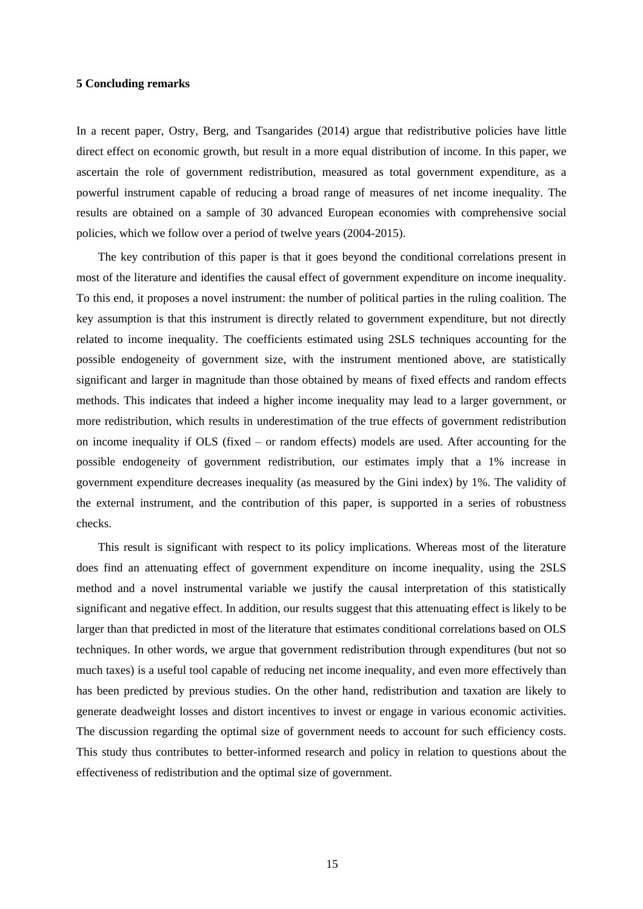## 5 Concluding remarks

In a recent paper, Ostry, Berg, and Tsangarides (2014) argue that redistributive policies have little direct effect on economic growth, but result in a more equal distribution of income. In this paper, we ascertain the role of government redistribution, measured as total government expenditure, as a powerful instrument capable of reducing a broad range of measures of net income inequality. The results are obtained on a sample of 30 advanced European economies with comprehensive social policies, which we follow over a period of twelve years (2004-2015).

The key contribution of this paper is that it goes beyond the conditional correlations present in most of the literature and identifies the causal effect of government expenditure on income inequality. To this end, it proposes a novel instrument: the number of political parties in the ruling coalition. The key assumption is that this instrument is directly related to government expenditure, but not directly related to income inequality. The coefficients estimated using 2SLS techniques accounting for the possible endogeneity of government size, with the instrument mentioned above, are statistically significant and larger in magnitude than those obtained by means of fixed effects and random effects methods. This indicates that indeed a higher income inequality may lead to a larger government, or more redistribution, which results in underestimation of the true effects of government redistribution on income inequality if OLS (fixed – or random effects) models are used. After accounting for the possible endogeneity of government redistribution, our estimates imply that a 1% increase in government expenditure decreases inequality (as measured by the Gini index) by 1%. The validity of the external instrument, and the contribution of this paper, is supported in a series of robustness checks.

This result is significant with respect to its policy implications. Whereas most of the literature does find an attenuating effect of government expenditure on income inequality, using the 2SLS method and a novel instrumental variable we justify the causal interpretation of this statistically significant and negative effect. In addition, our results suggest that this attenuating effect is likely to be larger than that predicted in most of the literature that estimates conditional correlations based on OLS techniques. In other words, we argue that government redistribution through expenditures (but not so much taxes) is a useful tool capable of reducing net income inequality, and even more effectively than has been predicted by previous studies. On the other hand, redistribution and taxation are likely to generate deadweight losses and distort incentives to invest or engage in various economic activities. The discussion regarding the optimal size of government needs to account for such efficiency costs. This study thus contributes to better-informed research and policy in relation to questions about the effectiveness of redistribution and the optimal size of government.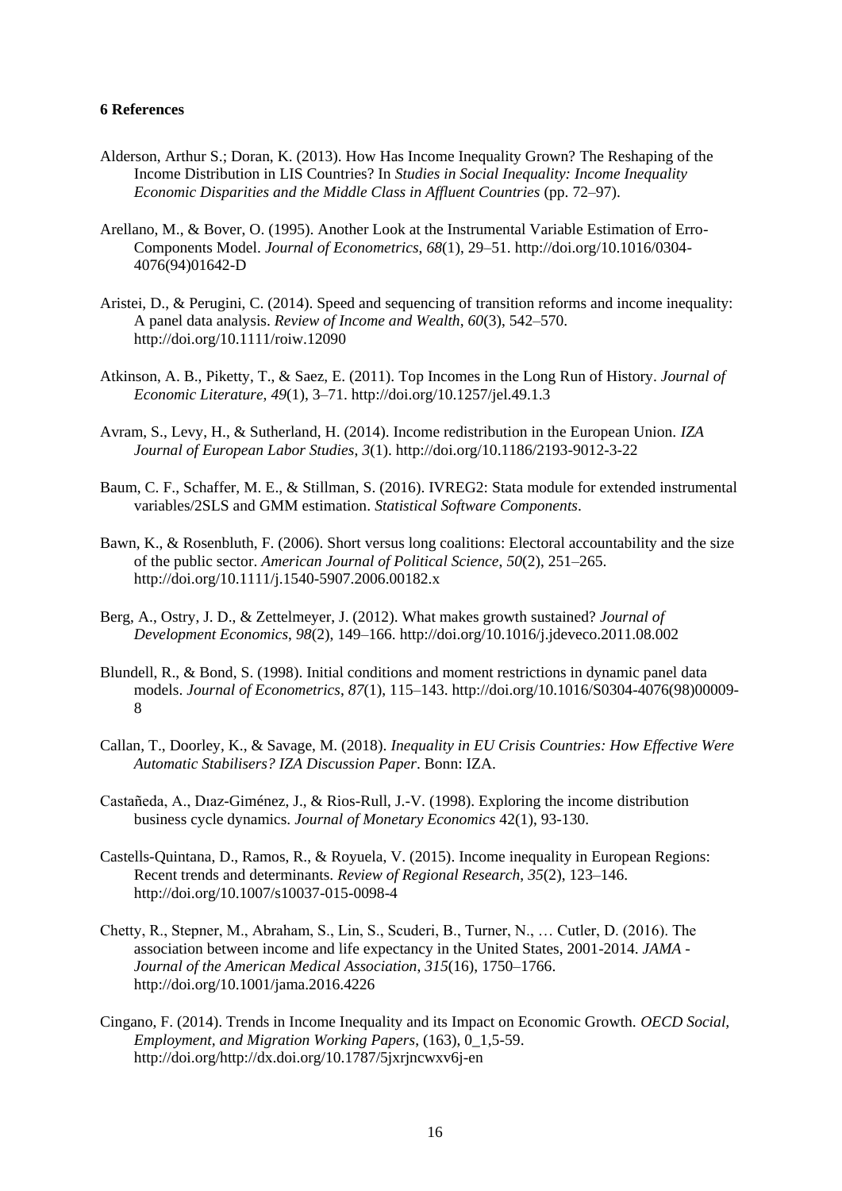**6 References**

Alderson, Arthur S.; Doran, K. (2013). How Has Income Inequality Grown? The Reshaping of the Income Distribution in LIS Countries? In *Studies in Social Inequality: Income Inequality Economic Disparities and the Middle Class in Affluent Countries* (pp. 72–97).

Arellano, M., & Bover, O. (1995). Another Look at the Instrumental Variable Estimation of Erro-Components Model. *Journal of Econometrics*, *68*(1), 29–51. http://doi.org/10.1016/0304-4076(94)01642-D

Aristei, D., & Perugini, C. (2014). Speed and sequencing of transition reforms and income inequality: A panel data analysis. *Review of Income and Wealth*, *60*(3), 542–570. http://doi.org/10.1111/roiw.12090

Atkinson, A. B., Piketty, T., & Saez, E. (2011). Top Incomes in the Long Run of History. *Journal of Economic Literature*, *49*(1), 3–71. http://doi.org/10.1257/jel.49.1.3

Avram, S., Levy, H., & Sutherland, H. (2014). Income redistribution in the European Union. *IZA Journal of European Labor Studies*, *3*(1). http://doi.org/10.1186/2193-9012-3-22

Baum, C. F., Schaffer, M. E., & Stillman, S. (2016). IVREG2: Stata module for extended instrumental variables/2SLS and GMM estimation. *Statistical Software Components*.

Bawn, K., & Rosenbluth, F. (2006). Short versus long coalitions: Electoral accountability and the size of the public sector. *American Journal of Political Science*, *50*(2), 251–265. http://doi.org/10.1111/j.1540-5907.2006.00182.x

Berg, A., Ostry, J. D., & Zettelmeyer, J. (2012). What makes growth sustained? *Journal of Development Economics*, *98*(2), 149–166. http://doi.org/10.1016/j.jdeveco.2011.08.002

Blundell, R., & Bond, S. (1998). Initial conditions and moment restrictions in dynamic panel data models. *Journal of Econometrics*, *87*(1), 115–143. http://doi.org/10.1016/S0304-4076(98)00009-8

Callan, T., Doorley, K., & Savage, M. (2018). *Inequality in EU Crisis Countries: How Effective Were Automatic Stabilisers? IZA Discussion Paper*. Bonn: IZA.

Castañeda, A., Dıaz-Giménez, J., & Rios-Rull, J.-V. (1998). Exploring the income distribution business cycle dynamics. *Journal of Monetary Economics* 42(1), 93-130.

Castells-Quintana, D., Ramos, R., & Royuela, V. (2015). Income inequality in European Regions: Recent trends and determinants. *Review of Regional Research*, *35*(2), 123–146. http://doi.org/10.1007/s10037-015-0098-4

Chetty, R., Stepner, M., Abraham, S., Lin, S., Scuderi, B., Turner, N., … Cutler, D. (2016). The association between income and life expectancy in the United States, 2001-2014. *JAMA - Journal of the American Medical Association*, *315*(16), 1750–1766. http://doi.org/10.1001/jama.2016.4226

Cingano, F. (2014). Trends in Income Inequality and its Impact on Economic Growth. *OECD Social, Employment, and Migration Working Papers*, (163), 0_1,5-59. http://doi.org/http://dx.doi.org/10.1787/5jxrjncwxv6j-en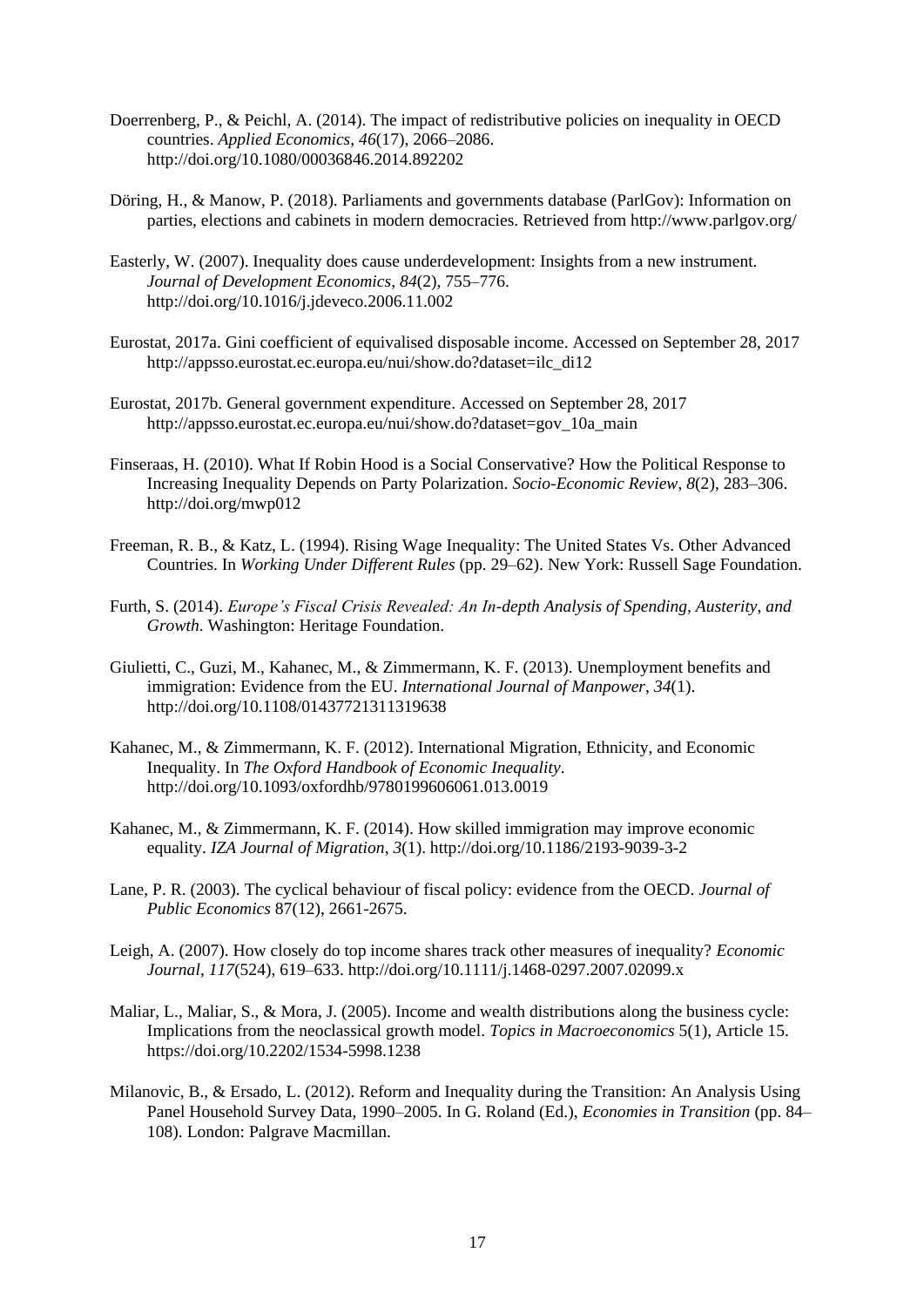Doerrenberg, P., & Peichl, A. (2014). The impact of redistributive policies on inequality in OECD countries. *Applied Economics*, *46*(17), 2066–2086. http://doi.org/10.1080/00036846.2014.892202

Döring, H., & Manow, P. (2018). Parliaments and governments database (ParlGov): Information on parties, elections and cabinets in modern democracies. Retrieved from http://www.parlgov.org/

Easterly, W. (2007). Inequality does cause underdevelopment: Insights from a new instrument. *Journal of Development Economics*, *84*(2), 755–776. http://doi.org/10.1016/j.jdeveco.2006.11.002

Eurostat, 2017a. Gini coefficient of equivalised disposable income. Accessed on September 28, 2017 http://appsso.eurostat.ec.europa.eu/nui/show.do?dataset=ilc_di12

Eurostat, 2017b. General government expenditure. Accessed on September 28, 2017 http://appsso.eurostat.ec.europa.eu/nui/show.do?dataset=gov_10a_main

Finseraas, H. (2010). What If Robin Hood is a Social Conservative? How the Political Response to Increasing Inequality Depends on Party Polarization. *Socio-Economic Review*, *8*(2), 283–306. http://doi.org/mwp012

Freeman, R. B., & Katz, L. (1994). Rising Wage Inequality: The United States Vs. Other Advanced Countries. In *Working Under Different Rules* (pp. 29–62). New York: Russell Sage Foundation.

Furth, S. (2014). *Europe's Fiscal Crisis Revealed: An In-depth Analysis of Spending, Austerity, and Growth*. Washington: Heritage Foundation.

Giulietti, C., Guzi, M., Kahanec, M., & Zimmermann, K. F. (2013). Unemployment benefits and immigration: Evidence from the EU. *International Journal of Manpower*, *34*(1). http://doi.org/10.1108/01437721311319638

Kahanec, M., & Zimmermann, K. F. (2012). International Migration, Ethnicity, and Economic Inequality. In *The Oxford Handbook of Economic Inequality*. http://doi.org/10.1093/oxfordhb/9780199606061.013.0019

Kahanec, M., & Zimmermann, K. F. (2014). How skilled immigration may improve economic equality. *IZA Journal of Migration*, *3*(1). http://doi.org/10.1186/2193-9039-3-2

Lane, P. R. (2003). The cyclical behaviour of fiscal policy: evidence from the OECD. *Journal of Public Economics* 87(12), 2661-2675.

Leigh, A. (2007). How closely do top income shares track other measures of inequality? *Economic Journal*, *117*(524), 619–633. http://doi.org/10.1111/j.1468-0297.2007.02099.x

Maliar, L., Maliar, S., & Mora, J. (2005). Income and wealth distributions along the business cycle: Implications from the neoclassical growth model. *Topics in Macroeconomics* 5(1), Article 15. https://doi.org/10.2202/1534-5998.1238

Milanovic, B., & Ersado, L. (2012). Reform and Inequality during the Transition: An Analysis Using Panel Household Survey Data, 1990–2005. In G. Roland (Ed.), *Economies in Transition* (pp. 84–108). London: Palgrave Macmillan.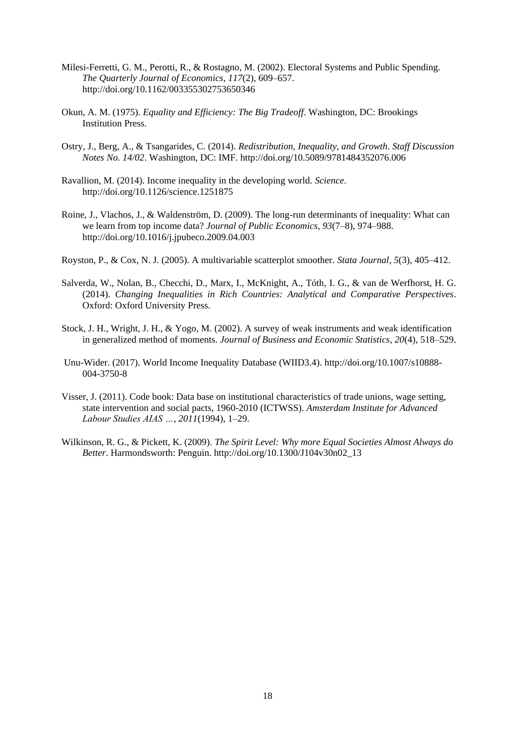Milesi-Ferretti, G. M., Perotti, R., & Rostagno, M. (2002). Electoral Systems and Public Spending. *The Quarterly Journal of Economics*, *117*(2), 609–657. http://doi.org/10.1162/003355302753650346

Okun, A. M. (1975). *Equality and Efficiency: The Big Tradeoff*. Washington, DC: Brookings Institution Press.

Ostry, J., Berg, A., & Tsangarides, C. (2014). *Redistribution, Inequality, and Growth*. *Staff Discussion Notes No. 14/02*. Washington, DC: IMF. http://doi.org/10.5089/9781484352076.006

Ravallion, M. (2014). Income inequality in the developing world. *Science*. http://doi.org/10.1126/science.1251875

Roine, J., Vlachos, J., & Waldenström, D. (2009). The long-run determinants of inequality: What can we learn from top income data? *Journal of Public Economics*, *93*(7–8), 974–988. http://doi.org/10.1016/j.jpubeco.2009.04.003

Royston, P., & Cox, N. J. (2005). A multivariable scatterplot smoother. *Stata Journal*, *5*(3), 405–412.

Salverda, W., Nolan, B., Checchi, D., Marx, I., McKnight, A., Tóth, I. G., & van de Werfhorst, H. G. (2014). *Changing Inequalities in Rich Countries: Analytical and Comparative Perspectives*. Oxford: Oxford University Press.

Stock, J. H., Wright, J. H., & Yogo, M. (2002). A survey of weak instruments and weak identification in generalized method of moments. *Journal of Business and Economic Statistics*, *20*(4), 518–529.

Unu-Wider. (2017). World Income Inequality Database (WIID3.4). http://doi.org/10.1007/s10888-004-3750-8

Visser, J. (2011). Code book: Data base on institutional characteristics of trade unions, wage setting, state intervention and social pacts, 1960-2010 (ICTWSS). *Amsterdam Institute for Advanced Labour Studies AIAS …*, *2011*(1994), 1–29.

Wilkinson, R. G., & Pickett, K. (2009). *The Spirit Level: Why more Equal Societies Almost Always do Better*. Harmondsworth: Penguin. http://doi.org/10.1300/J104v30n02_13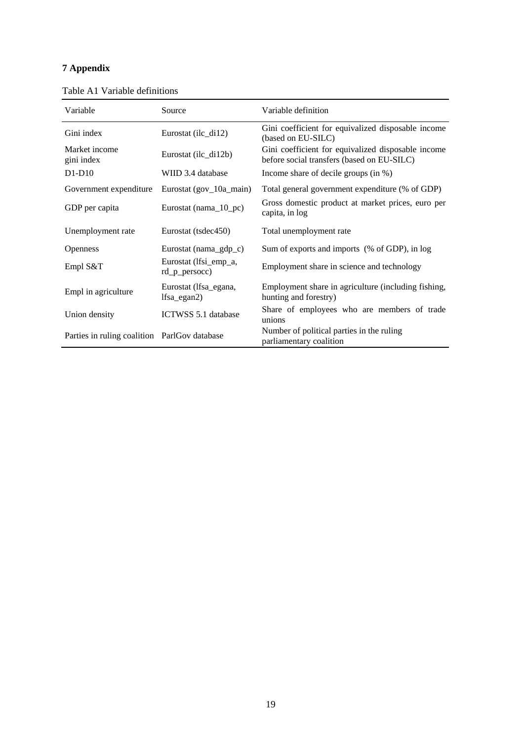## 7 Appendix

Table A1 Variable definitions

| Variable | Source | Variable definition |
|---|---|---|
| Gini index | Eurostat (ilc_di12) | Gini coefficient for equivalized disposable income (based on EU-SILC) |
| Market income gini index | Eurostat (ilc_di12b) | Gini coefficient for equivalized disposable income before social transfers (based on EU-SILC) |
| D1-D10 | WIID 3.4 database | Income share of decile groups (in %) |
| Government expenditure | Eurostat (gov_10a_main) | Total general government expenditure (% of GDP) |
| GDP per capita | Eurostat (nama_10_pc) | Gross domestic product at market prices, euro per capita, in log |
| Unemployment rate | Eurostat (tsdec450) | Total unemployment rate |
| Openness | Eurostat (nama_gdp_c) | Sum of exports and imports (% of GDP), in log |
| Empl S&T | Eurostat (lfsi_emp_a, rd_p_persocc) | Employment share in science and technology |
| Empl in agriculture | Eurostat (lfsa_egana, lfsa_egan2) | Employment share in agriculture (including fishing, hunting and forestry) |
| Union density | ICTWSS 5.1 database | Share of employees who are members of trade unions |
| Parties in ruling coalition | ParlGov database | Number of political parties in the ruling parliamentary coalition |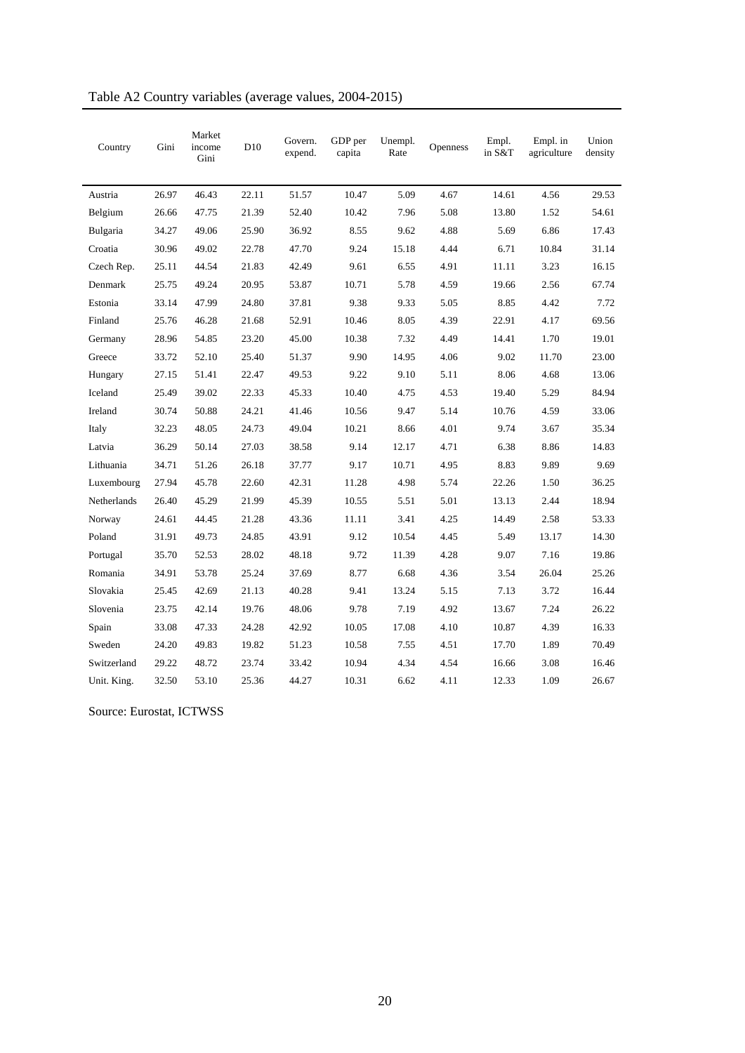Table A2 Country variables (average values, 2004-2015)

| Country | Gini | Market income Gini | D10 | Govern. expend. | GDP per capita | Unempl. Rate | Openness | Empl. in S&T | Empl. in agriculture | Union density |
|---|---|---|---|---|---|---|---|---|---|---|
| Austria | 26.97 | 46.43 | 22.11 | 51.57 | 10.47 | 5.09 | 4.67 | 14.61 | 4.56 | 29.53 |
| Belgium | 26.66 | 47.75 | 21.39 | 52.40 | 10.42 | 7.96 | 5.08 | 13.80 | 1.52 | 54.61 |
| Bulgaria | 34.27 | 49.06 | 25.90 | 36.92 | 8.55 | 9.62 | 4.88 | 5.69 | 6.86 | 17.43 |
| Croatia | 30.96 | 49.02 | 22.78 | 47.70 | 9.24 | 15.18 | 4.44 | 6.71 | 10.84 | 31.14 |
| Czech Rep. | 25.11 | 44.54 | 21.83 | 42.49 | 9.61 | 6.55 | 4.91 | 11.11 | 3.23 | 16.15 |
| Denmark | 25.75 | 49.24 | 20.95 | 53.87 | 10.71 | 5.78 | 4.59 | 19.66 | 2.56 | 67.74 |
| Estonia | 33.14 | 47.99 | 24.80 | 37.81 | 9.38 | 9.33 | 5.05 | 8.85 | 4.42 | 7.72 |
| Finland | 25.76 | 46.28 | 21.68 | 52.91 | 10.46 | 8.05 | 4.39 | 22.91 | 4.17 | 69.56 |
| Germany | 28.96 | 54.85 | 23.20 | 45.00 | 10.38 | 7.32 | 4.49 | 14.41 | 1.70 | 19.01 |
| Greece | 33.72 | 52.10 | 25.40 | 51.37 | 9.90 | 14.95 | 4.06 | 9.02 | 11.70 | 23.00 |
| Hungary | 27.15 | 51.41 | 22.47 | 49.53 | 9.22 | 9.10 | 5.11 | 8.06 | 4.68 | 13.06 |
| Iceland | 25.49 | 39.02 | 22.33 | 45.33 | 10.40 | 4.75 | 4.53 | 19.40 | 5.29 | 84.94 |
| Ireland | 30.74 | 50.88 | 24.21 | 41.46 | 10.56 | 9.47 | 5.14 | 10.76 | 4.59 | 33.06 |
| Italy | 32.23 | 48.05 | 24.73 | 49.04 | 10.21 | 8.66 | 4.01 | 9.74 | 3.67 | 35.34 |
| Latvia | 36.29 | 50.14 | 27.03 | 38.58 | 9.14 | 12.17 | 4.71 | 6.38 | 8.86 | 14.83 |
| Lithuania | 34.71 | 51.26 | 26.18 | 37.77 | 9.17 | 10.71 | 4.95 | 8.83 | 9.89 | 9.69 |
| Luxembourg | 27.94 | 45.78 | 22.60 | 42.31 | 11.28 | 4.98 | 5.74 | 22.26 | 1.50 | 36.25 |
| Netherlands | 26.40 | 45.29 | 21.99 | 45.39 | 10.55 | 5.51 | 5.01 | 13.13 | 2.44 | 18.94 |
| Norway | 24.61 | 44.45 | 21.28 | 43.36 | 11.11 | 3.41 | 4.25 | 14.49 | 2.58 | 53.33 |
| Poland | 31.91 | 49.73 | 24.85 | 43.91 | 9.12 | 10.54 | 4.45 | 5.49 | 13.17 | 14.30 |
| Portugal | 35.70 | 52.53 | 28.02 | 48.18 | 9.72 | 11.39 | 4.28 | 9.07 | 7.16 | 19.86 |
| Romania | 34.91 | 53.78 | 25.24 | 37.69 | 8.77 | 6.68 | 4.36 | 3.54 | 26.04 | 25.26 |
| Slovakia | 25.45 | 42.69 | 21.13 | 40.28 | 9.41 | 13.24 | 5.15 | 7.13 | 3.72 | 16.44 |
| Slovenia | 23.75 | 42.14 | 19.76 | 48.06 | 9.78 | 7.19 | 4.92 | 13.67 | 7.24 | 26.22 |
| Spain | 33.08 | 47.33 | 24.28 | 42.92 | 10.05 | 17.08 | 4.10 | 10.87 | 4.39 | 16.33 |
| Sweden | 24.20 | 49.83 | 19.82 | 51.23 | 10.58 | 7.55 | 4.51 | 17.70 | 1.89 | 70.49 |
| Switzerland | 29.22 | 48.72 | 23.74 | 33.42 | 10.94 | 4.34 | 4.54 | 16.66 | 3.08 | 16.46 |
| Unit. King. | 32.50 | 53.10 | 25.36 | 44.27 | 10.31 | 6.62 | 4.11 | 12.33 | 1.09 | 26.67 |

Source: Eurostat, ICTWSS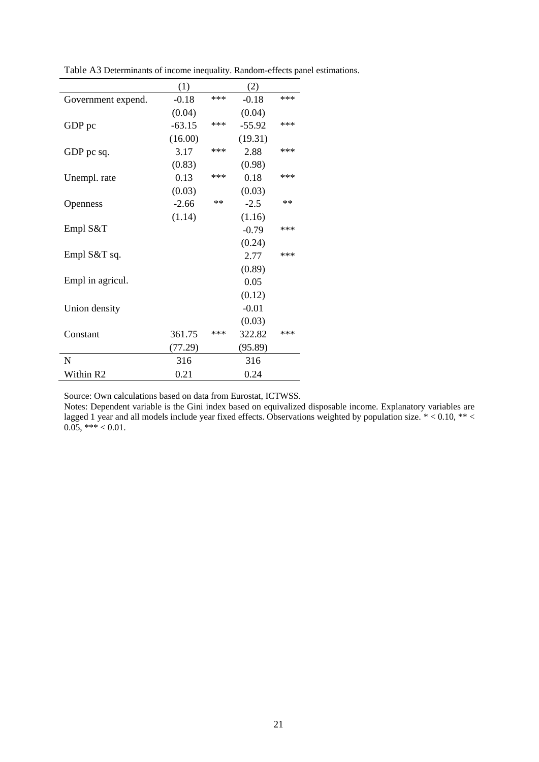Table A3 Determinants of income inequality. Random-effects panel estimations.

| | (1) | | (2) | |
|---|---|---|---|---|
| Government expend. | -0.18 | *** | -0.18 | *** |
| | (0.04) | | (0.04) | |
| GDP pc | -63.15 | *** | -55.92 | *** |
| | (16.00) | | (19.31) | |
| GDP pc sq. | 3.17 | *** | 2.88 | *** |
| | (0.83) | | (0.98) | |
| Unempl. rate | 0.13 | *** | 0.18 | *** |
| | (0.03) | | (0.03) | |
| Openness | -2.66 | ** | -2.5 | ** |
| | (1.14) | | (1.16) | |
| Empl S&T | | | -0.79 | *** |
| | | | (0.24) | |
| Empl S&T sq. | | | 2.77 | *** |
| | | | (0.89) | |
| Empl in agricul. | | | 0.05 | |
| | | | (0.12) | |
| Union density | | | -0.01 | |
| | | | (0.03) | |
| Constant | 361.75 | *** | 322.82 | *** |
| | (77.29) | | (95.89) | |
| N | 316 | | 316 | |
| Within R2 | 0.21 | | 0.24 | |

Source: Own calculations based on data from Eurostat, ICTWSS.

Notes: Dependent variable is the Gini index based on equivalized disposable income. Explanatory variables are lagged 1 year and all models include year fixed effects. Observations weighted by population size. * < 0.10, ** < 0.05, *** < 0.01.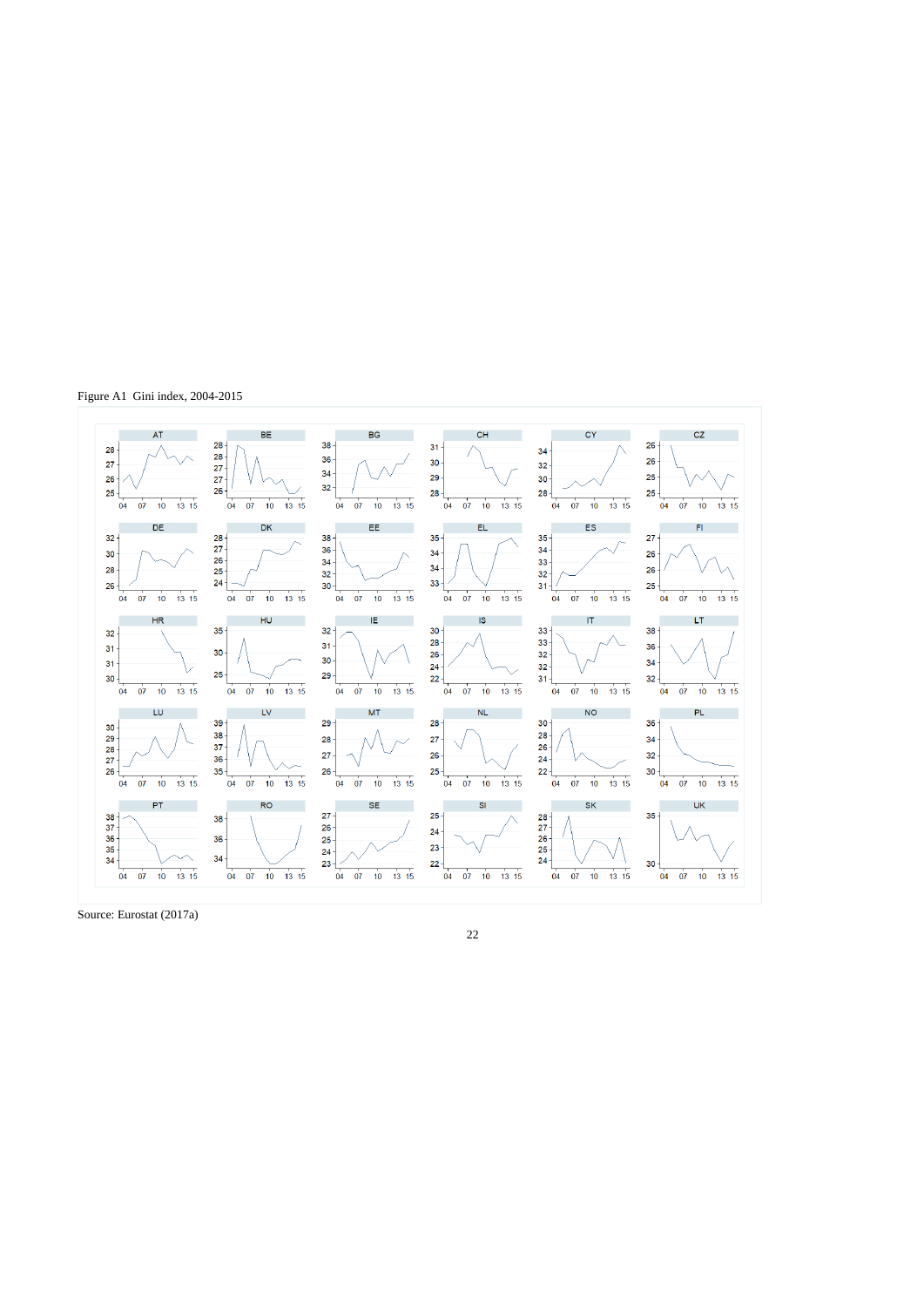Figure A1 Gini index, 2004-2015

Source: Eurostat (2017a)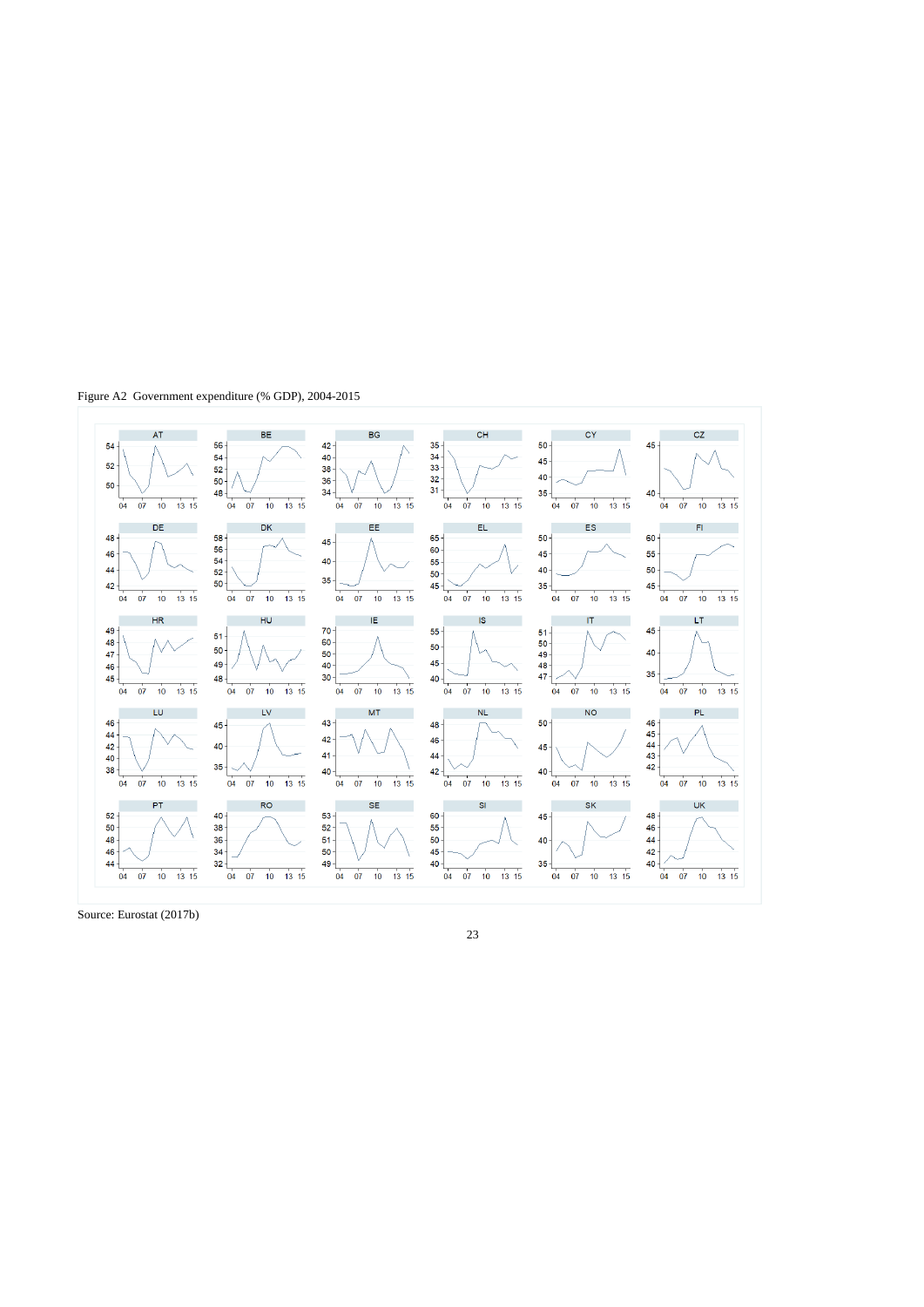Figure A2 Government expenditure (% GDP), 2004-2015

Source: Eurostat (2017b)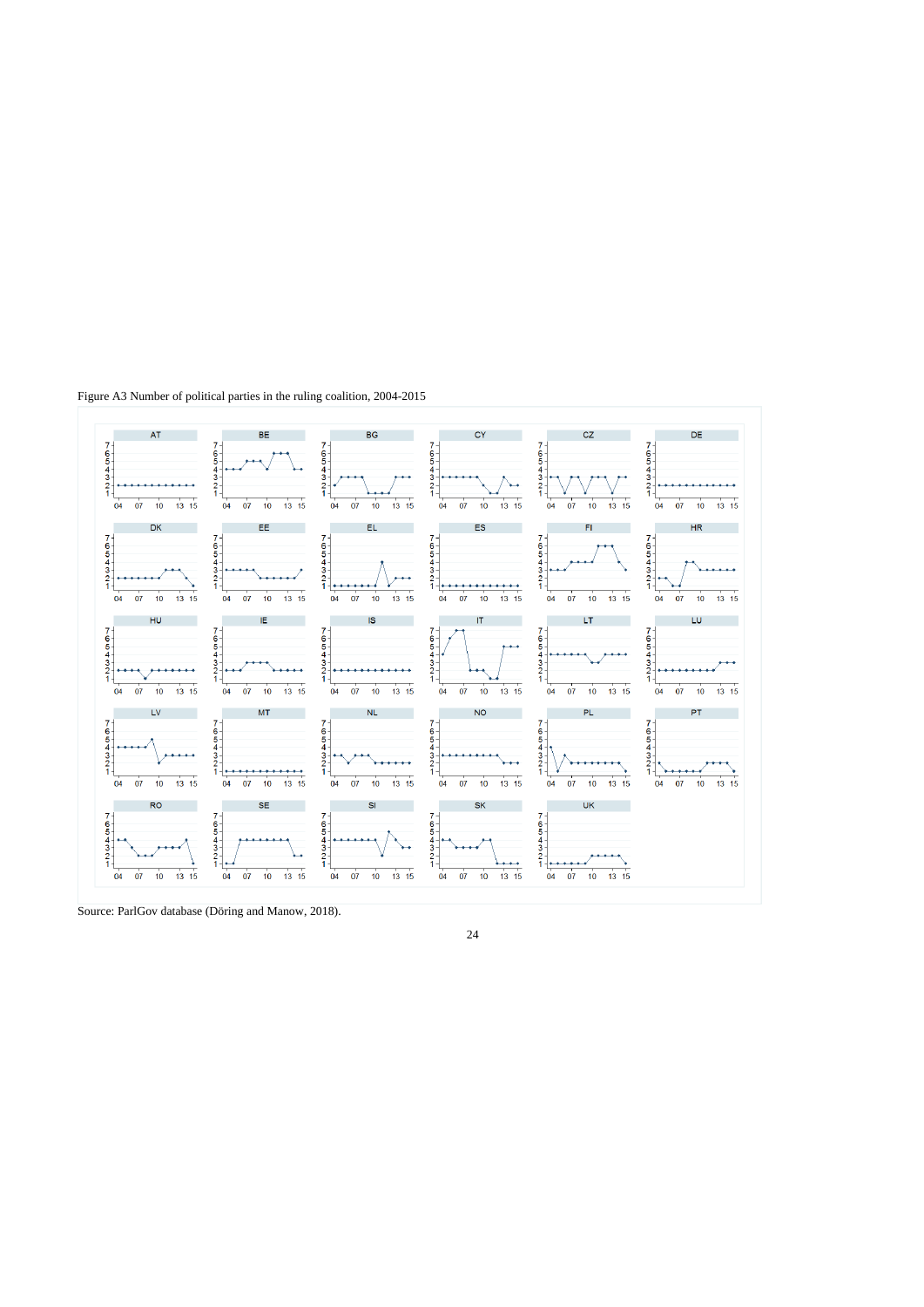Figure A3 Number of political parties in the ruling coalition, 2004-2015

Source: ParlGov database (Döring and Manow, 2018).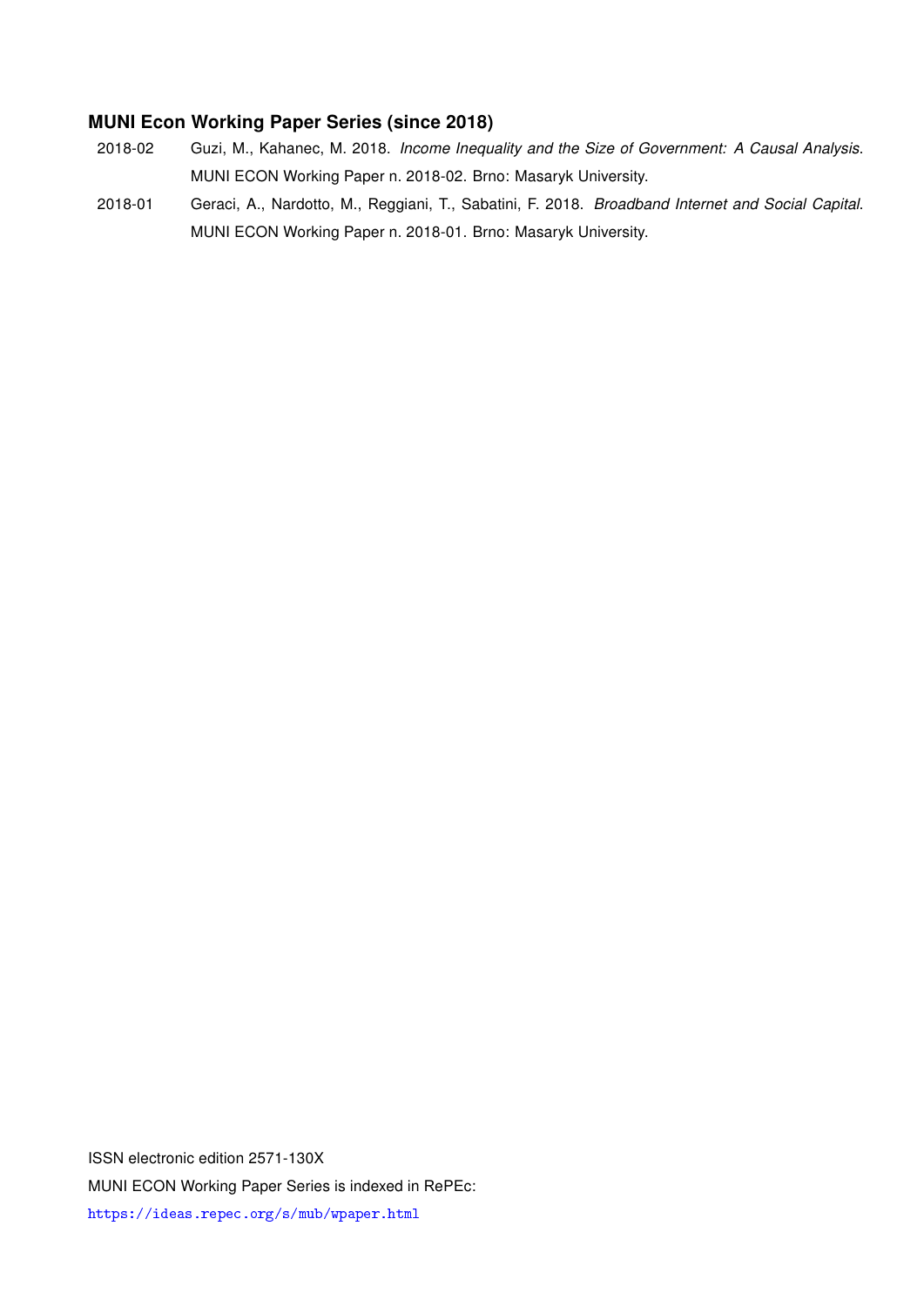### MUNI Econ Working Paper Series (since 2018)

2018-02 Guzi, M., Kahanec, M. 2018. *Income Inequality and the Size of Government: A Causal Analysis*. MUNI ECON Working Paper n. 2018-02. Brno: Masaryk University.

2018-01 Geraci, A., Nardotto, M., Reggiani, T., Sabatini, F. 2018. *Broadband Internet and Social Capital*. MUNI ECON Working Paper n. 2018-01. Brno: Masaryk University.

ISSN electronic edition 2571-130X

MUNI ECON Working Paper Series is indexed in RePEc:

https://ideas.repec.org/s/mub/wpaper.html